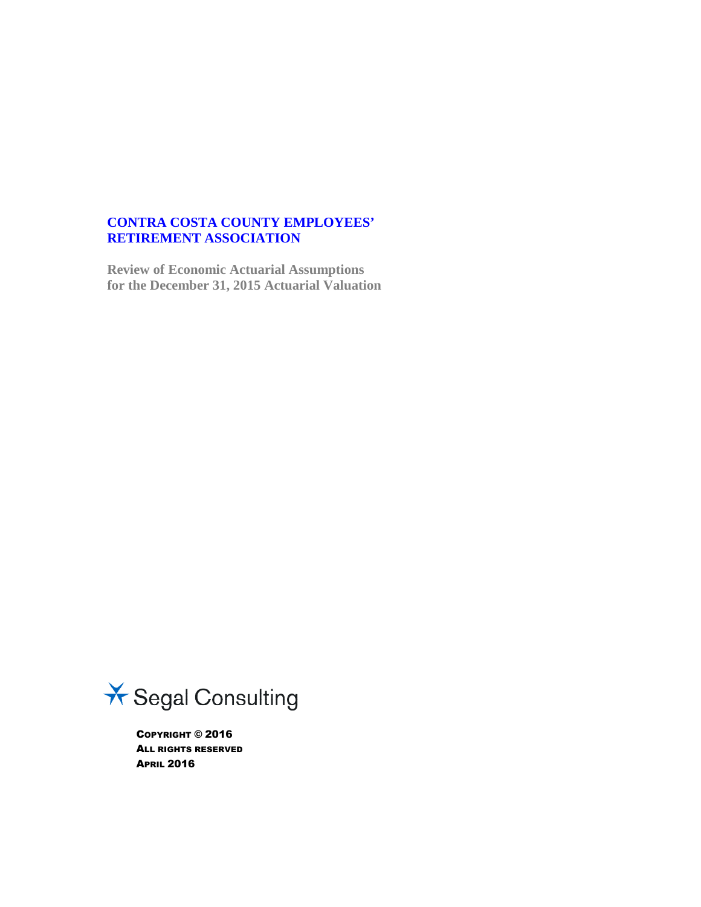# CONTRA COSTA COUNTY EMPLOYEES' RETIREMENT ASSOCIATION

## Review of Economic Actuarial Assumptions for the December 31, 2015 Actuarial Valuation

Segal Consulting

COPYRIGHT © 2016
ALL RIGHTS RESERVED
APRIL 2016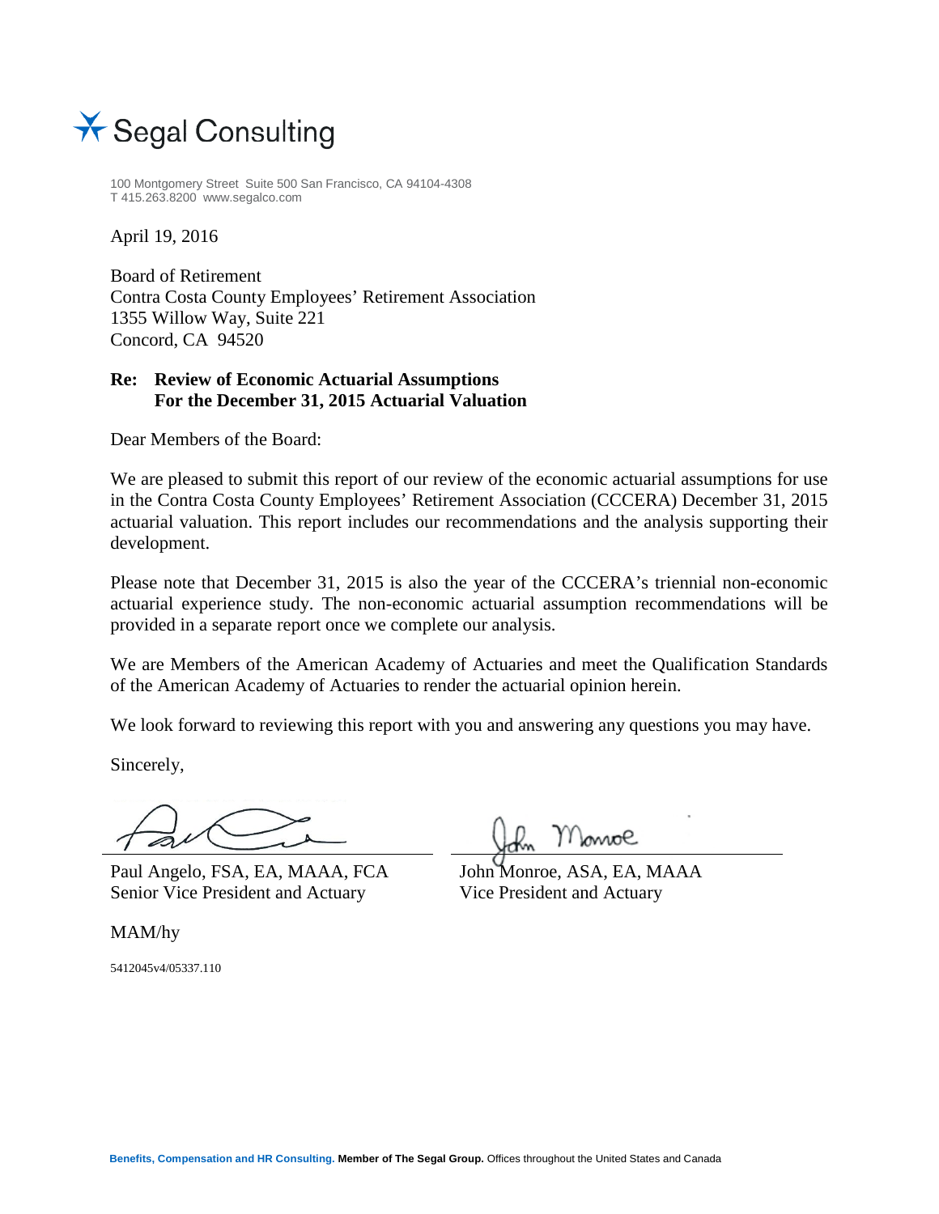Segal Consulting

100 Montgomery Street Suite 500 San Francisco, CA 94104-4308
T 415.263.8200 www.segalco.com

April 19, 2016

Board of Retirement
Contra Costa County Employees' Retirement Association
1355 Willow Way, Suite 221
Concord, CA 94520

**Re: Review of Economic Actuarial Assumptions For the December 31, 2015 Actuarial Valuation**

Dear Members of the Board:

We are pleased to submit this report of our review of the economic actuarial assumptions for use in the Contra Costa County Employees' Retirement Association (CCCERA) December 31, 2015 actuarial valuation. This report includes our recommendations and the analysis supporting their development.

Please note that December 31, 2015 is also the year of the CCCERA's triennial non-economic actuarial experience study. The non-economic actuarial assumption recommendations will be provided in a separate report once we complete our analysis.

We are Members of the American Academy of Actuaries and meet the Qualification Standards of the American Academy of Actuaries to render the actuarial opinion herein.

We look forward to reviewing this report with you and answering any questions you may have.

Sincerely,

Paul Angelo, FSA, EA, MAAA, FCA
Senior Vice President and Actuary

John Monroe, ASA, EA, MAAA
Vice President and Actuary

MAM/hy

5412045v4/05337.110

**Benefits, Compensation and HR Consulting. Member of The Segal Group.** Offices throughout the United States and Canada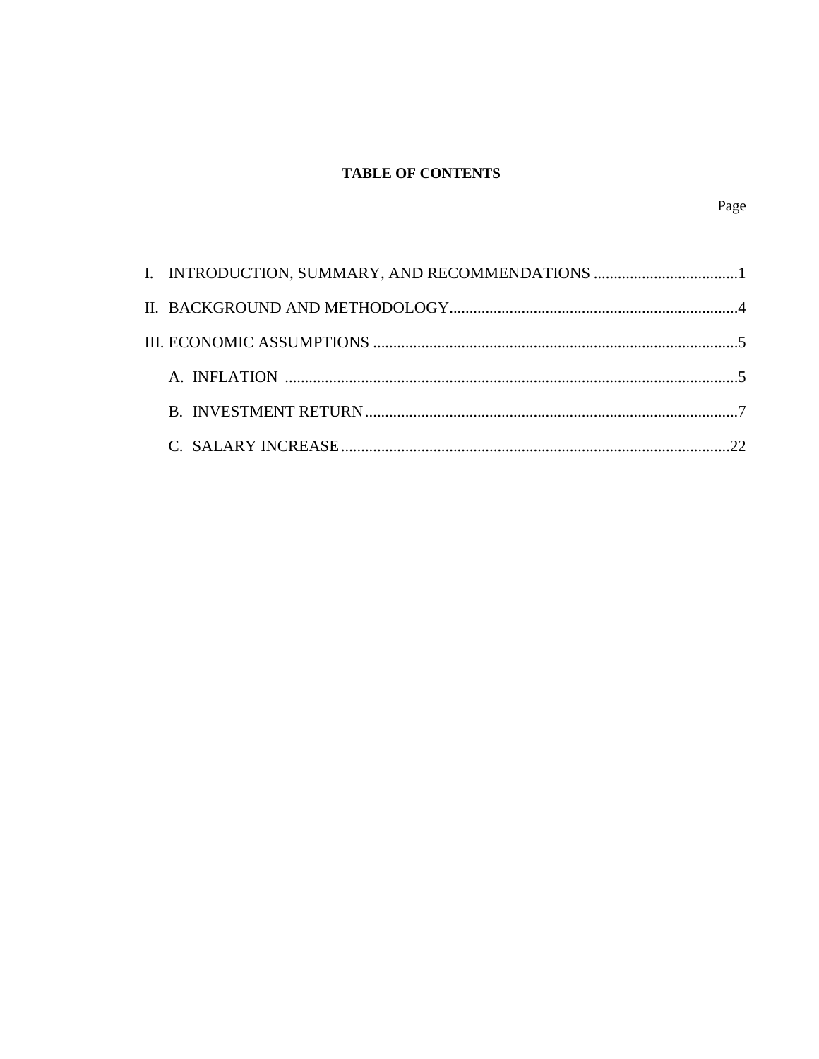**TABLE OF CONTENTS**

| | Page |
|---|---|
| I. INTRODUCTION, SUMMARY, AND RECOMMENDATIONS | 1 |
| II. BACKGROUND AND METHODOLOGY | 4 |
| III. ECONOMIC ASSUMPTIONS | 5 |
| A. INFLATION | 5 |
| B. INVESTMENT RETURN | 7 |
| C. SALARY INCREASE | 22 |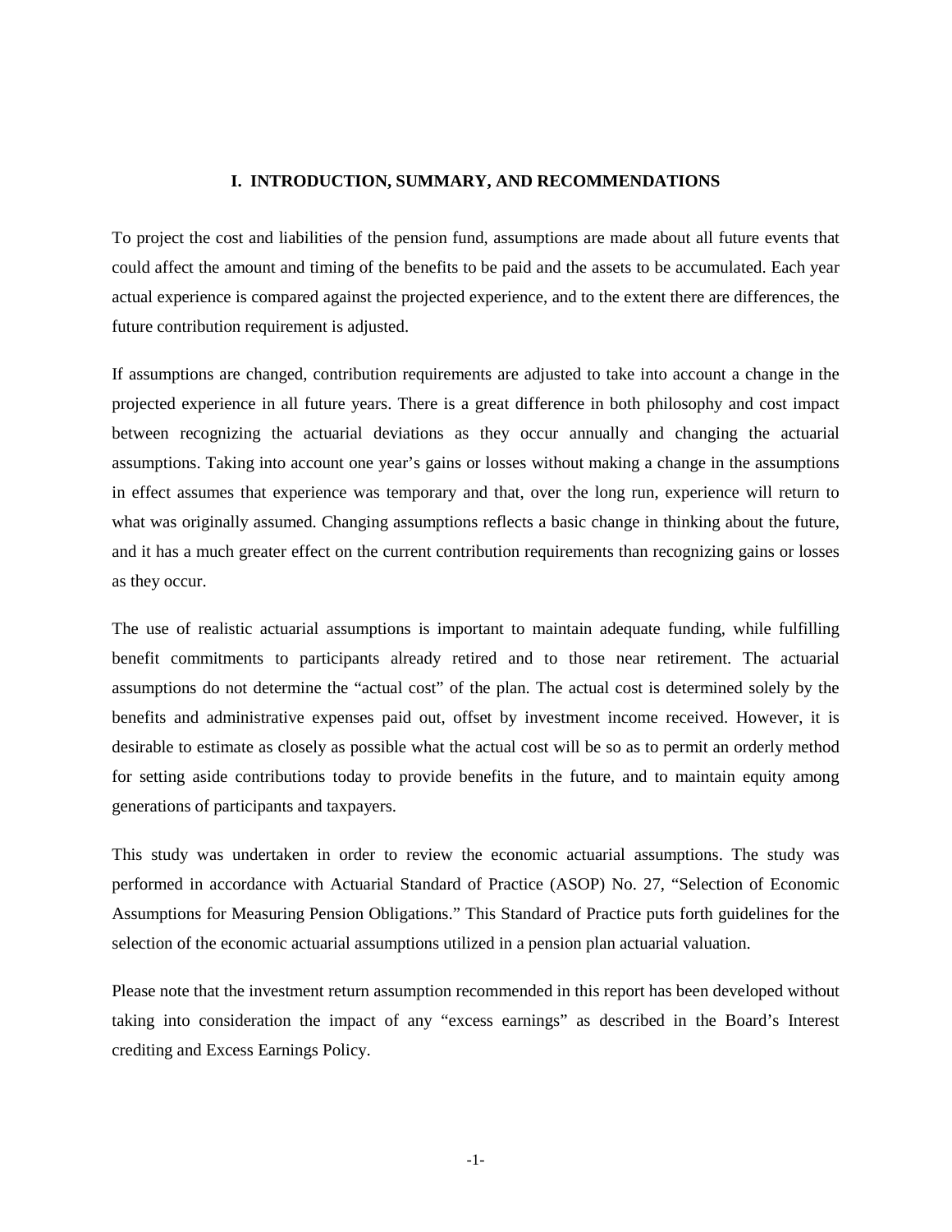## I. INTRODUCTION, SUMMARY, AND RECOMMENDATIONS

To project the cost and liabilities of the pension fund, assumptions are made about all future events that could affect the amount and timing of the benefits to be paid and the assets to be accumulated. Each year actual experience is compared against the projected experience, and to the extent there are differences, the future contribution requirement is adjusted.

If assumptions are changed, contribution requirements are adjusted to take into account a change in the projected experience in all future years. There is a great difference in both philosophy and cost impact between recognizing the actuarial deviations as they occur annually and changing the actuarial assumptions. Taking into account one year's gains or losses without making a change in the assumptions in effect assumes that experience was temporary and that, over the long run, experience will return to what was originally assumed. Changing assumptions reflects a basic change in thinking about the future, and it has a much greater effect on the current contribution requirements than recognizing gains or losses as they occur.

The use of realistic actuarial assumptions is important to maintain adequate funding, while fulfilling benefit commitments to participants already retired and to those near retirement. The actuarial assumptions do not determine the "actual cost" of the plan. The actual cost is determined solely by the benefits and administrative expenses paid out, offset by investment income received. However, it is desirable to estimate as closely as possible what the actual cost will be so as to permit an orderly method for setting aside contributions today to provide benefits in the future, and to maintain equity among generations of participants and taxpayers.

This study was undertaken in order to review the economic actuarial assumptions. The study was performed in accordance with Actuarial Standard of Practice (ASOP) No. 27, "Selection of Economic Assumptions for Measuring Pension Obligations." This Standard of Practice puts forth guidelines for the selection of the economic actuarial assumptions utilized in a pension plan actuarial valuation.

Please note that the investment return assumption recommended in this report has been developed without taking into consideration the impact of any "excess earnings" as described in the Board's Interest crediting and Excess Earnings Policy.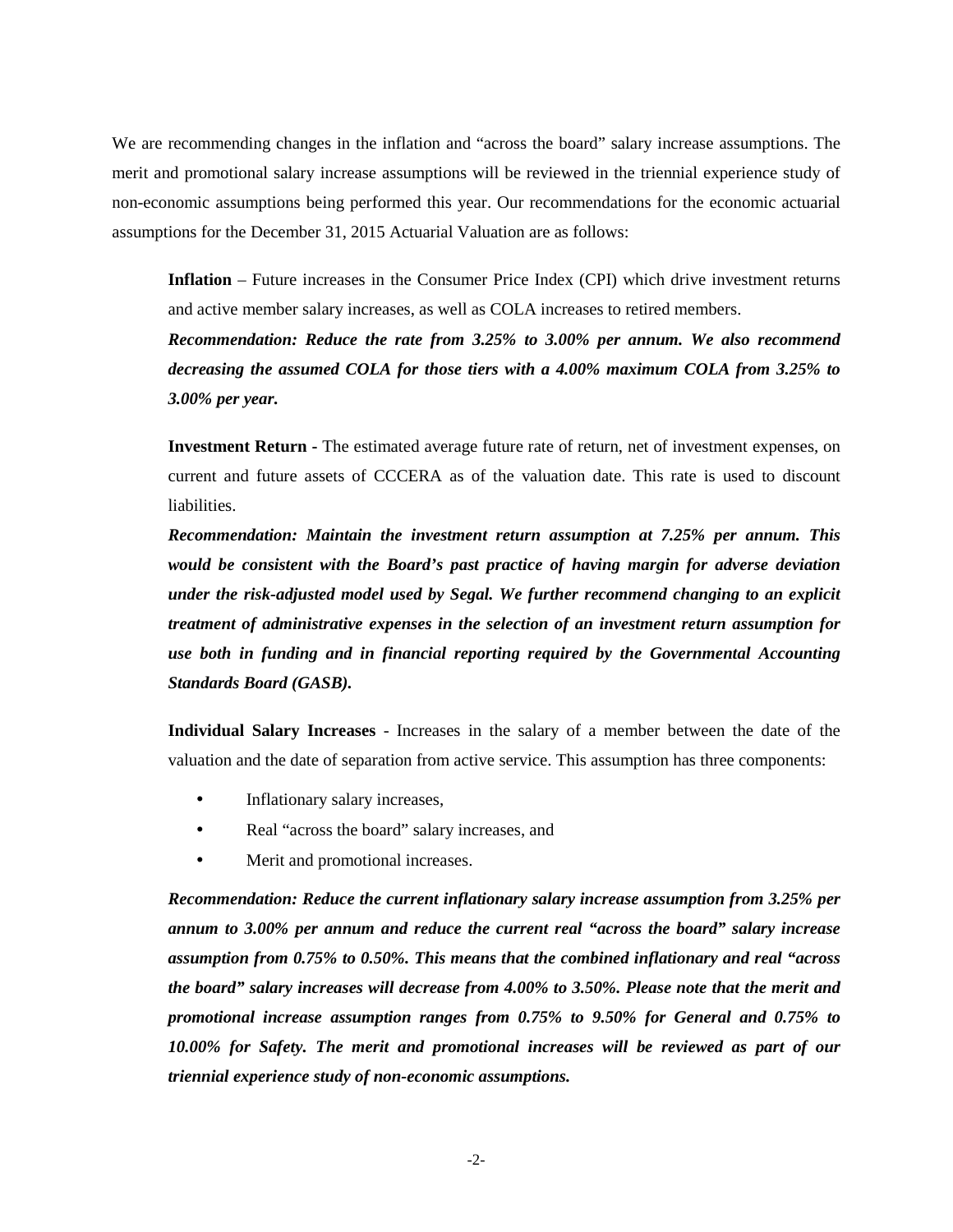We are recommending changes in the inflation and "across the board" salary increase assumptions. The merit and promotional salary increase assumptions will be reviewed in the triennial experience study of non-economic assumptions being performed this year. Our recommendations for the economic actuarial assumptions for the December 31, 2015 Actuarial Valuation are as follows:

**Inflation** – Future increases in the Consumer Price Index (CPI) which drive investment returns and active member salary increases, as well as COLA increases to retired members.

***Recommendation: Reduce the rate from 3.25% to 3.00% per annum. We also recommend decreasing the assumed COLA for those tiers with a 4.00% maximum COLA from 3.25% to 3.00% per year.***

**Investment Return -** The estimated average future rate of return, net of investment expenses, on current and future assets of CCCERA as of the valuation date. This rate is used to discount liabilities.

***Recommendation: Maintain the investment return assumption at 7.25% per annum. This would be consistent with the Board's past practice of having margin for adverse deviation under the risk-adjusted model used by Segal. We further recommend changing to an explicit treatment of administrative expenses in the selection of an investment return assumption for use both in funding and in financial reporting required by the Governmental Accounting Standards Board (GASB).***

**Individual Salary Increases** - Increases in the salary of a member between the date of the valuation and the date of separation from active service. This assumption has three components:

- Inflationary salary increases,
- Real "across the board" salary increases, and
- Merit and promotional increases.

***Recommendation: Reduce the current inflationary salary increase assumption from 3.25% per annum to 3.00% per annum and reduce the current real "across the board" salary increase assumption from 0.75% to 0.50%. This means that the combined inflationary and real "across the board" salary increases will decrease from 4.00% to 3.50%. Please note that the merit and promotional increase assumption ranges from 0.75% to 9.50% for General and 0.75% to 10.00% for Safety. The merit and promotional increases will be reviewed as part of our triennial experience study of non-economic assumptions.***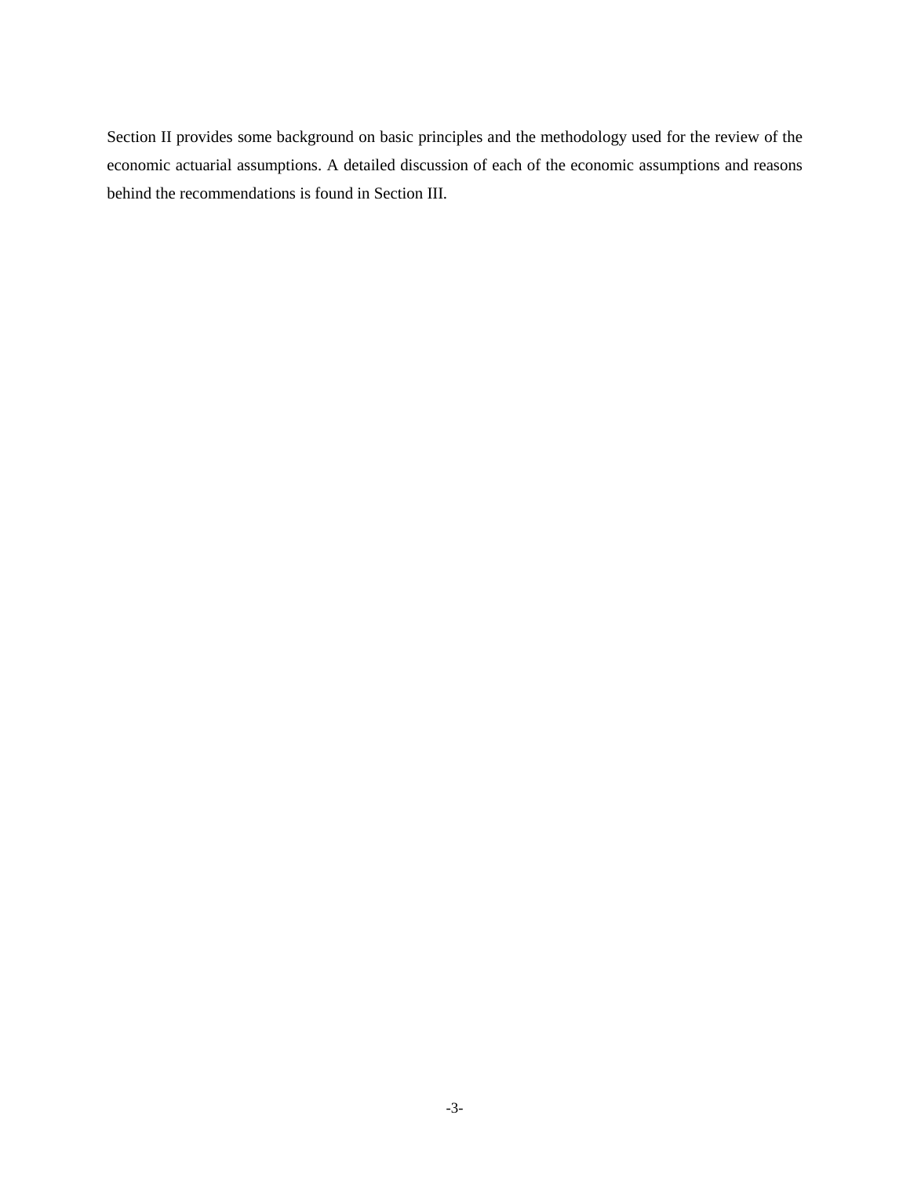Section II provides some background on basic principles and the methodology used for the review of the economic actuarial assumptions. A detailed discussion of each of the economic assumptions and reasons behind the recommendations is found in Section III.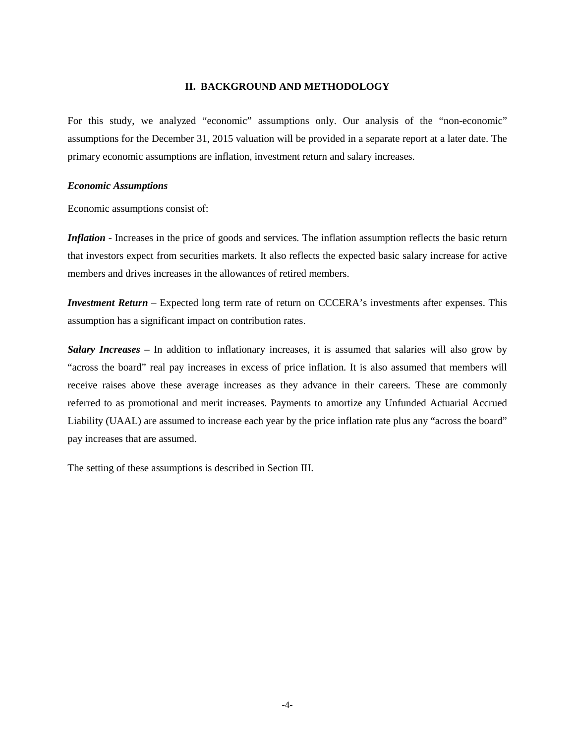## II. BACKGROUND AND METHODOLOGY

For this study, we analyzed "economic" assumptions only. Our analysis of the "non-economic" assumptions for the December 31, 2015 valuation will be provided in a separate report at a later date. The primary economic assumptions are inflation, investment return and salary increases.

### *Economic Assumptions*

Economic assumptions consist of:

***Inflation*** - Increases in the price of goods and services. The inflation assumption reflects the basic return that investors expect from securities markets. It also reflects the expected basic salary increase for active members and drives increases in the allowances of retired members.

***Investment Return*** – Expected long term rate of return on CCCERA's investments after expenses. This assumption has a significant impact on contribution rates.

***Salary Increases*** – In addition to inflationary increases, it is assumed that salaries will also grow by "across the board" real pay increases in excess of price inflation. It is also assumed that members will receive raises above these average increases as they advance in their careers. These are commonly referred to as promotional and merit increases. Payments to amortize any Unfunded Actuarial Accrued Liability (UAAL) are assumed to increase each year by the price inflation rate plus any "across the board" pay increases that are assumed.

The setting of these assumptions is described in Section III.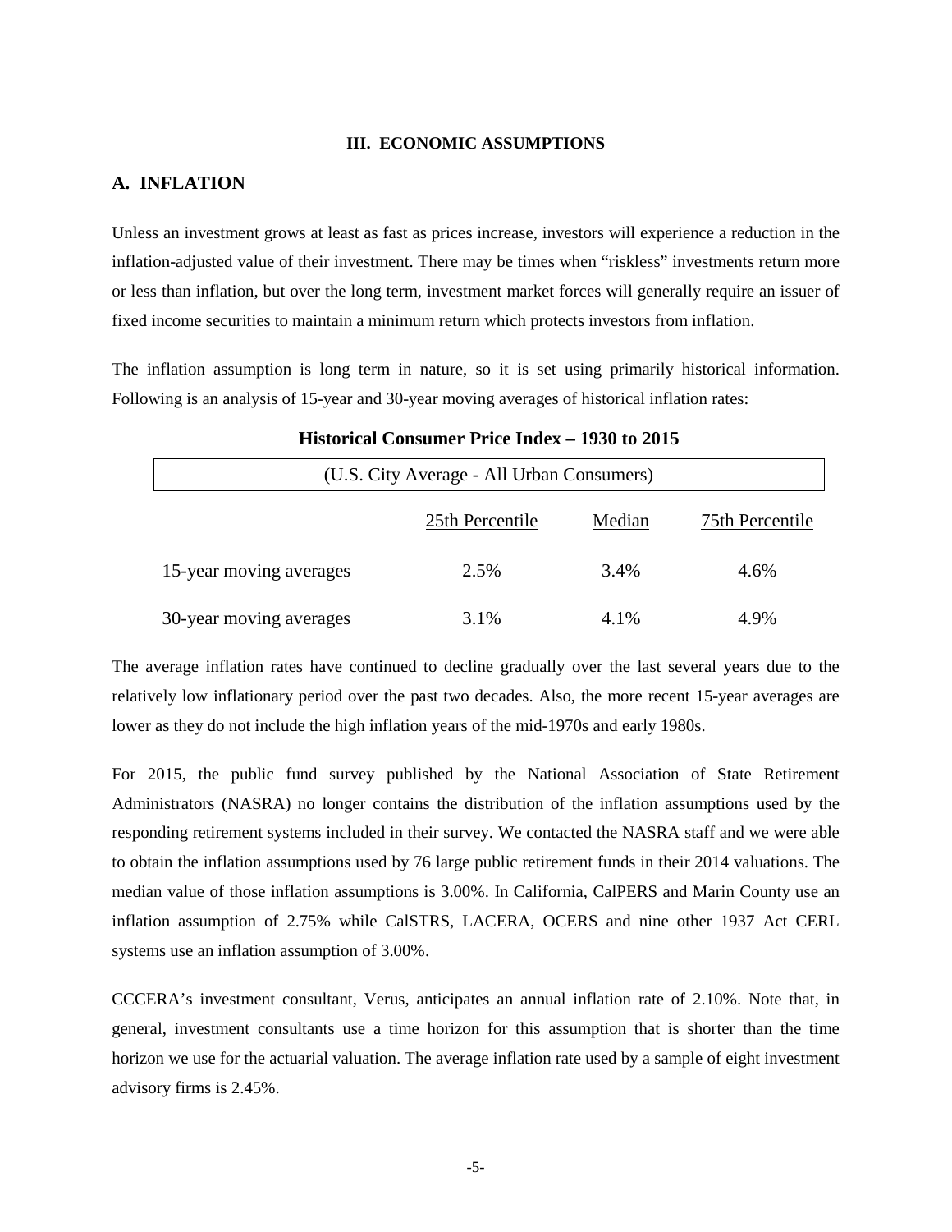# III. ECONOMIC ASSUMPTIONS

## A. INFLATION

Unless an investment grows at least as fast as prices increase, investors will experience a reduction in the inflation-adjusted value of their investment. There may be times when "riskless" investments return more or less than inflation, but over the long term, investment market forces will generally require an issuer of fixed income securities to maintain a minimum return which protects investors from inflation.

The inflation assumption is long term in nature, so it is set using primarily historical information. Following is an analysis of 15-year and 30-year moving averages of historical inflation rates:

**Historical Consumer Price Index – 1930 to 2015**

| (U.S. City Average - All Urban Consumers) | | | |
|---|---|---|---|
| | 25th Percentile | Median | 75th Percentile |
| 15-year moving averages | 2.5% | 3.4% | 4.6% |
| 30-year moving averages | 3.1% | 4.1% | 4.9% |

The average inflation rates have continued to decline gradually over the last several years due to the relatively low inflationary period over the past two decades. Also, the more recent 15-year averages are lower as they do not include the high inflation years of the mid-1970s and early 1980s.

For 2015, the public fund survey published by the National Association of State Retirement Administrators (NASRA) no longer contains the distribution of the inflation assumptions used by the responding retirement systems included in their survey. We contacted the NASRA staff and we were able to obtain the inflation assumptions used by 76 large public retirement funds in their 2014 valuations. The median value of those inflation assumptions is 3.00%. In California, CalPERS and Marin County use an inflation assumption of 2.75% while CalSTRS, LACERA, OCERS and nine other 1937 Act CERL systems use an inflation assumption of 3.00%.

CCCERA's investment consultant, Verus, anticipates an annual inflation rate of 2.10%. Note that, in general, investment consultants use a time horizon for this assumption that is shorter than the time horizon we use for the actuarial valuation. The average inflation rate used by a sample of eight investment advisory firms is 2.45%.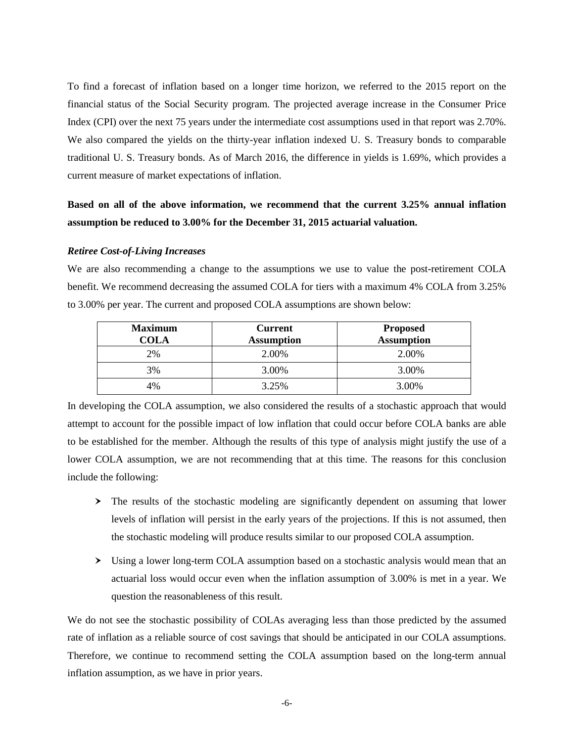To find a forecast of inflation based on a longer time horizon, we referred to the 2015 report on the financial status of the Social Security program. The projected average increase in the Consumer Price Index (CPI) over the next 75 years under the intermediate cost assumptions used in that report was 2.70%. We also compared the yields on the thirty-year inflation indexed U. S. Treasury bonds to comparable traditional U. S. Treasury bonds. As of March 2016, the difference in yields is 1.69%, which provides a current measure of market expectations of inflation.

**Based on all of the above information, we recommend that the current 3.25% annual inflation assumption be reduced to 3.00% for the December 31, 2015 actuarial valuation.**

***Retiree Cost-of-Living Increases***

We are also recommending a change to the assumptions we use to value the post-retirement COLA benefit. We recommend decreasing the assumed COLA for tiers with a maximum 4% COLA from 3.25% to 3.00% per year. The current and proposed COLA assumptions are shown below:

| Maximum COLA | Current Assumption | Proposed Assumption |
|---|---|---|
| 2% | 2.00% | 2.00% |
| 3% | 3.00% | 3.00% |
| 4% | 3.25% | 3.00% |

In developing the COLA assumption, we also considered the results of a stochastic approach that would attempt to account for the possible impact of low inflation that could occur before COLA banks are able to be established for the member. Although the results of this type of analysis might justify the use of a lower COLA assumption, we are not recommending that at this time. The reasons for this conclusion include the following:

- The results of the stochastic modeling are significantly dependent on assuming that lower levels of inflation will persist in the early years of the projections. If this is not assumed, then the stochastic modeling will produce results similar to our proposed COLA assumption.
- Using a lower long-term COLA assumption based on a stochastic analysis would mean that an actuarial loss would occur even when the inflation assumption of 3.00% is met in a year. We question the reasonableness of this result.

We do not see the stochastic possibility of COLAs averaging less than those predicted by the assumed rate of inflation as a reliable source of cost savings that should be anticipated in our COLA assumptions. Therefore, we continue to recommend setting the COLA assumption based on the long-term annual inflation assumption, as we have in prior years.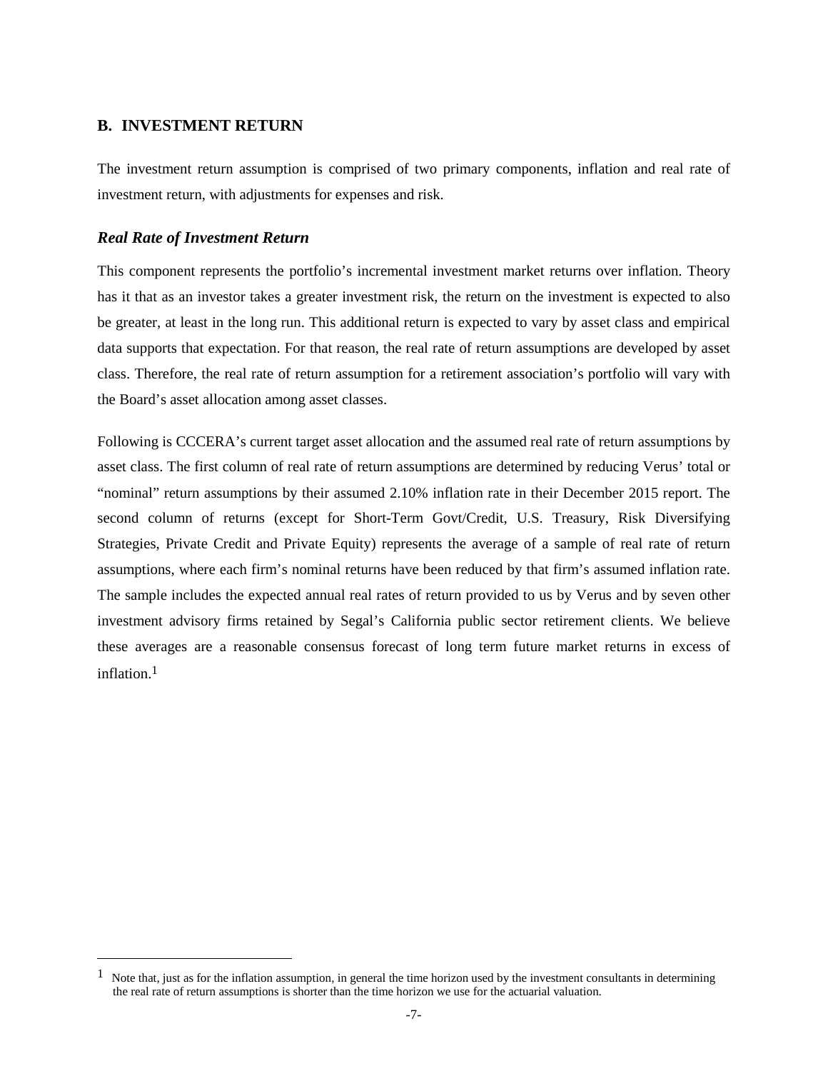## B. INVESTMENT RETURN

The investment return assumption is comprised of two primary components, inflation and real rate of investment return, with adjustments for expenses and risk.

### *Real Rate of Investment Return*

This component represents the portfolio's incremental investment market returns over inflation. Theory has it that as an investor takes a greater investment risk, the return on the investment is expected to also be greater, at least in the long run. This additional return is expected to vary by asset class and empirical data supports that expectation. For that reason, the real rate of return assumptions are developed by asset class. Therefore, the real rate of return assumption for a retirement association's portfolio will vary with the Board's asset allocation among asset classes.

Following is CCCERA's current target asset allocation and the assumed real rate of return assumptions by asset class. The first column of real rate of return assumptions are determined by reducing Verus' total or "nominal" return assumptions by their assumed 2.10% inflation rate in their December 2015 report. The second column of returns (except for Short-Term Govt/Credit, U.S. Treasury, Risk Diversifying Strategies, Private Credit and Private Equity) represents the average of a sample of real rate of return assumptions, where each firm's nominal returns have been reduced by that firm's assumed inflation rate. The sample includes the expected annual real rates of return provided to us by Verus and by seven other investment advisory firms retained by Segal's California public sector retirement clients. We believe these averages are a reasonable consensus forecast of long term future market returns in excess of inflation.[1]

[1] Note that, just as for the inflation assumption, in general the time horizon used by the investment consultants in determining the real rate of return assumptions is shorter than the time horizon we use for the actuarial valuation.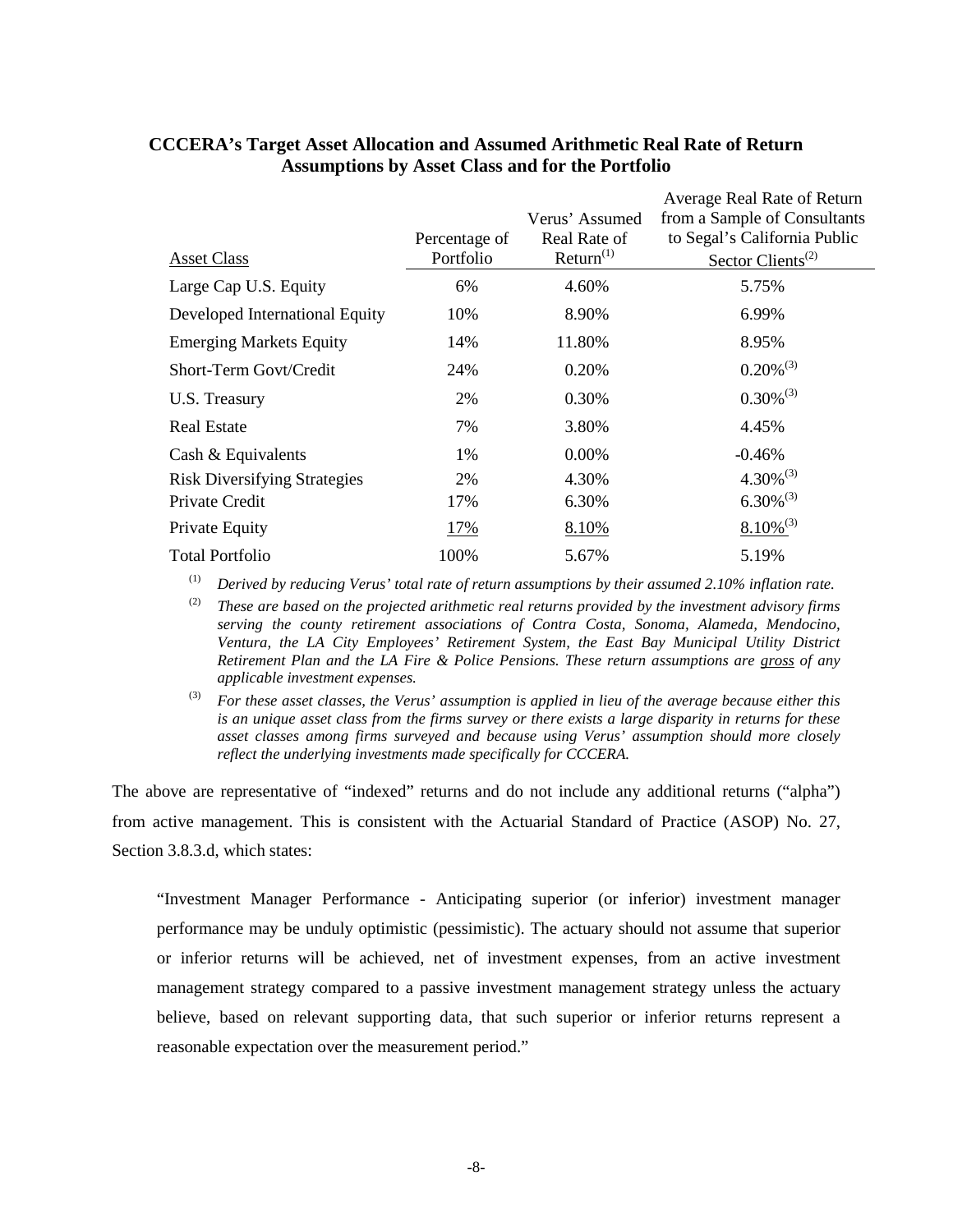**CCCERA's Target Asset Allocation and Assumed Arithmetic Real Rate of Return Assumptions by Asset Class and for the Portfolio**

| Asset Class | Percentage of Portfolio | Verus' Assumed Real Rate of Return[(1)] | Average Real Rate of Return from a Sample of Consultants to Segal's California Public Sector Clients[(2)] |
|---|---|---|---|
| Large Cap U.S. Equity | 6% | 4.60% | 5.75% |
| Developed International Equity | 10% | 8.90% | 6.99% |
| Emerging Markets Equity | 14% | 11.80% | 8.95% |
| Short-Term Govt/Credit | 24% | 0.20% | 0.20%[(3)] |
| U.S. Treasury | 2% | 0.30% | 0.30%[(3)] |
| Real Estate | 7% | 3.80% | 4.45% |
| Cash & Equivalents | 1% | 0.00% | -0.46% |
| Risk Diversifying Strategies | 2% | 4.30% | 4.30%[(3)] |
| Private Credit | 17% | 6.30% | 6.30%[(3)] |
| Private Equity | 17% | 8.10% | 8.10%[(3)] |
| Total Portfolio | 100% | 5.67% | 5.19% |

(1) *Derived by reducing Verus' total rate of return assumptions by their assumed 2.10% inflation rate.*

(2) *These are based on the projected arithmetic real returns provided by the investment advisory firms serving the county retirement associations of Contra Costa, Sonoma, Alameda, Mendocino, Ventura, the LA City Employees' Retirement System, the East Bay Municipal Utility District Retirement Plan and the LA Fire & Police Pensions. These return assumptions are gross of any applicable investment expenses.*

(3) *For these asset classes, the Verus' assumption is applied in lieu of the average because either this is an unique asset class from the firms survey or there exists a large disparity in returns for these asset classes among firms surveyed and because using Verus' assumption should more closely reflect the underlying investments made specifically for CCCERA.*

The above are representative of "indexed" returns and do not include any additional returns ("alpha") from active management. This is consistent with the Actuarial Standard of Practice (ASOP) No. 27, Section 3.8.3.d, which states:

> "Investment Manager Performance - Anticipating superior (or inferior) investment manager performance may be unduly optimistic (pessimistic). The actuary should not assume that superior or inferior returns will be achieved, net of investment expenses, from an active investment management strategy compared to a passive investment management strategy unless the actuary believe, based on relevant supporting data, that such superior or inferior returns represent a reasonable expectation over the measurement period."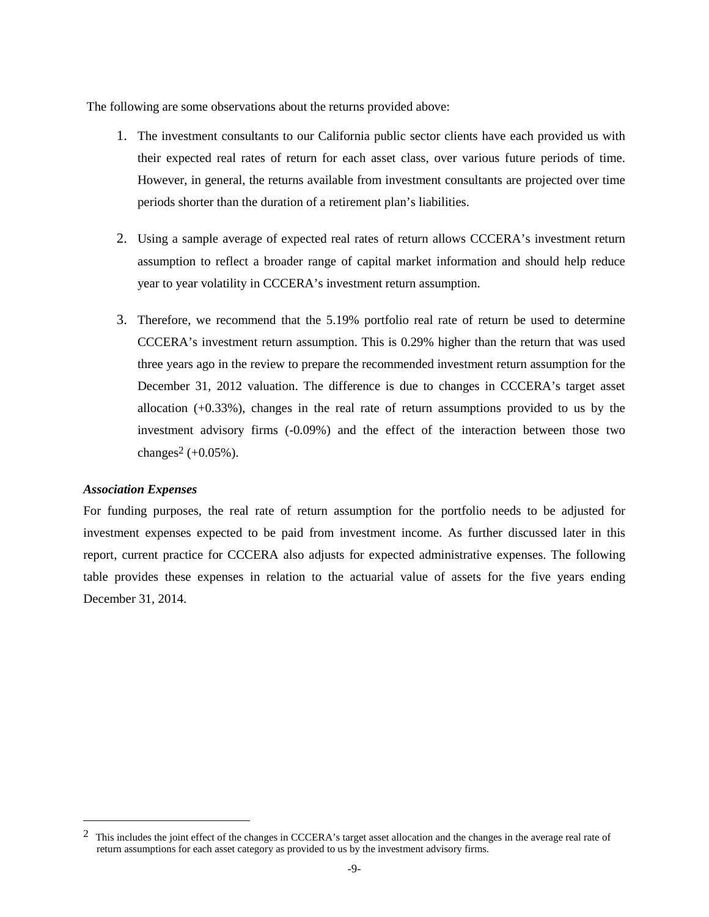The following are some observations about the returns provided above:

1. The investment consultants to our California public sector clients have each provided us with their expected real rates of return for each asset class, over various future periods of time. However, in general, the returns available from investment consultants are projected over time periods shorter than the duration of a retirement plan's liabilities.

2. Using a sample average of expected real rates of return allows CCCERA's investment return assumption to reflect a broader range of capital market information and should help reduce year to year volatility in CCCERA's investment return assumption.

3. Therefore, we recommend that the 5.19% portfolio real rate of return be used to determine CCCERA's investment return assumption. This is 0.29% higher than the return that was used three years ago in the review to prepare the recommended investment return assumption for the December 31, 2012 valuation. The difference is due to changes in CCCERA's target asset allocation (+0.33%), changes in the real rate of return assumptions provided to us by the investment advisory firms (-0.09%) and the effect of the interaction between those two changes[2] (+0.05%).

***Association Expenses***

For funding purposes, the real rate of return assumption for the portfolio needs to be adjusted for investment expenses expected to be paid from investment income. As further discussed later in this report, current practice for CCCERA also adjusts for expected administrative expenses. The following table provides these expenses in relation to the actuarial value of assets for the five years ending December 31, 2014.

---

[2] This includes the joint effect of the changes in CCCERA's target asset allocation and the changes in the average real rate of return assumptions for each asset category as provided to us by the investment advisory firms.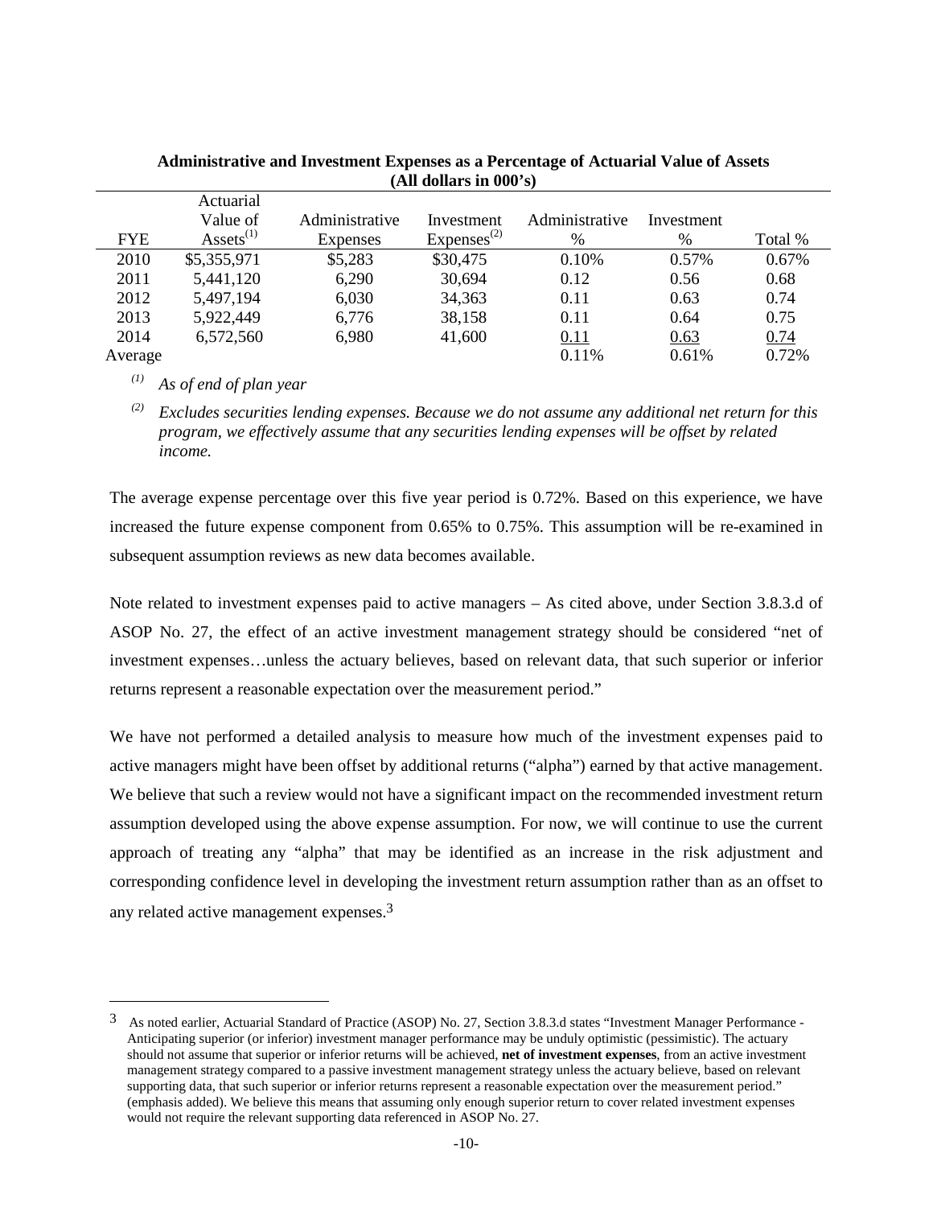**Administrative and Investment Expenses as a Percentage of Actuarial Value of Assets (All dollars in 000's)**

| FYE | Actuarial Value of Assets[(1)] | Administrative Expenses | Investment Expenses[(2)] | Administrative % | Investment % | Total % |
|---|---|---|---|---|---|---|
| 2010 | $5,355,971 | $5,283 | $30,475 | 0.10% | 0.57% | 0.67% |
| 2011 | 5,441,120 | 6,290 | 30,694 | 0.12 | 0.56 | 0.68 |
| 2012 | 5,497,194 | 6,030 | 34,363 | 0.11 | 0.63 | 0.74 |
| 2013 | 5,922,449 | 6,776 | 38,158 | 0.11 | 0.64 | 0.75 |
| 2014 | 6,572,560 | 6,980 | 41,600 | 0.11 | 0.63 | 0.74 |
| Average | | | | 0.11% | 0.61% | 0.72% |

[(1)] *As of end of plan year*

[(2)] *Excludes securities lending expenses. Because we do not assume any additional net return for this program, we effectively assume that any securities lending expenses will be offset by related income.*

The average expense percentage over this five year period is 0.72%. Based on this experience, we have increased the future expense component from 0.65% to 0.75%. This assumption will be re-examined in subsequent assumption reviews as new data becomes available.

Note related to investment expenses paid to active managers – As cited above, under Section 3.8.3.d of ASOP No. 27, the effect of an active investment management strategy should be considered "net of investment expenses…unless the actuary believes, based on relevant data, that such superior or inferior returns represent a reasonable expectation over the measurement period."

We have not performed a detailed analysis to measure how much of the investment expenses paid to active managers might have been offset by additional returns ("alpha") earned by that active management. We believe that such a review would not have a significant impact on the recommended investment return assumption developed using the above expense assumption. For now, we will continue to use the current approach of treating any "alpha" that may be identified as an increase in the risk adjustment and corresponding confidence level in developing the investment return assumption rather than as an offset to any related active management expenses.[3]

---

[3] As noted earlier, Actuarial Standard of Practice (ASOP) No. 27, Section 3.8.3.d states "Investment Manager Performance - Anticipating superior (or inferior) investment manager performance may be unduly optimistic (pessimistic). The actuary should not assume that superior or inferior returns will be achieved, **net of investment expenses**, from an active investment management strategy compared to a passive investment management strategy unless the actuary believe, based on relevant supporting data, that such superior or inferior returns represent a reasonable expectation over the measurement period." (emphasis added). We believe this means that assuming only enough superior return to cover related investment expenses would not require the relevant supporting data referenced in ASOP No. 27.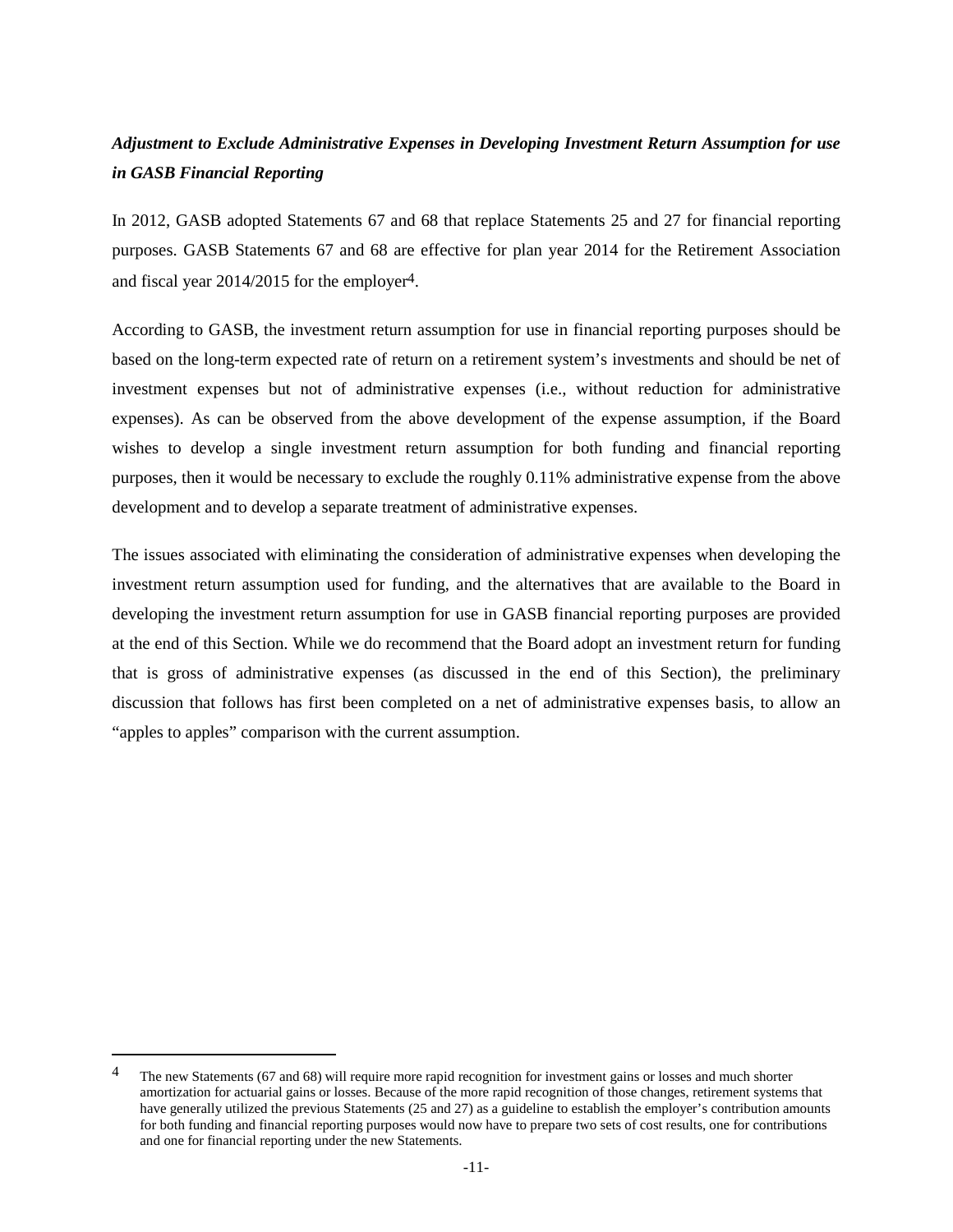***Adjustment to Exclude Administrative Expenses in Developing Investment Return Assumption for use in GASB Financial Reporting***

In 2012, GASB adopted Statements 67 and 68 that replace Statements 25 and 27 for financial reporting purposes. GASB Statements 67 and 68 are effective for plan year 2014 for the Retirement Association and fiscal year 2014/2015 for the employer[4].

According to GASB, the investment return assumption for use in financial reporting purposes should be based on the long-term expected rate of return on a retirement system's investments and should be net of investment expenses but not of administrative expenses (i.e., without reduction for administrative expenses). As can be observed from the above development of the expense assumption, if the Board wishes to develop a single investment return assumption for both funding and financial reporting purposes, then it would be necessary to exclude the roughly 0.11% administrative expense from the above development and to develop a separate treatment of administrative expenses.

The issues associated with eliminating the consideration of administrative expenses when developing the investment return assumption used for funding, and the alternatives that are available to the Board in developing the investment return assumption for use in GASB financial reporting purposes are provided at the end of this Section. While we do recommend that the Board adopt an investment return for funding that is gross of administrative expenses (as discussed in the end of this Section), the preliminary discussion that follows has first been completed on a net of administrative expenses basis, to allow an "apples to apples" comparison with the current assumption.

---

[4] The new Statements (67 and 68) will require more rapid recognition for investment gains or losses and much shorter amortization for actuarial gains or losses. Because of the more rapid recognition of those changes, retirement systems that have generally utilized the previous Statements (25 and 27) as a guideline to establish the employer's contribution amounts for both funding and financial reporting purposes would now have to prepare two sets of cost results, one for contributions and one for financial reporting under the new Statements.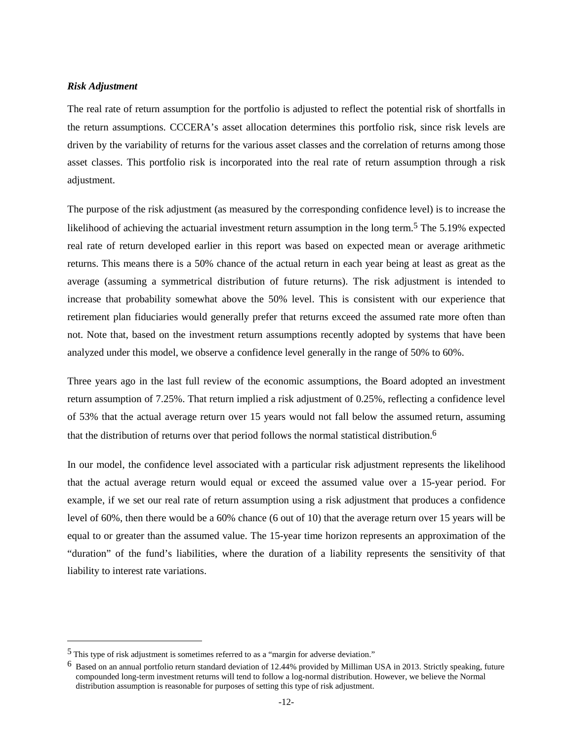***Risk Adjustment***

The real rate of return assumption for the portfolio is adjusted to reflect the potential risk of shortfalls in the return assumptions. CCCERA's asset allocation determines this portfolio risk, since risk levels are driven by the variability of returns for the various asset classes and the correlation of returns among those asset classes. This portfolio risk is incorporated into the real rate of return assumption through a risk adjustment.

The purpose of the risk adjustment (as measured by the corresponding confidence level) is to increase the likelihood of achieving the actuarial investment return assumption in the long term.[5] The 5.19% expected real rate of return developed earlier in this report was based on expected mean or average arithmetic returns. This means there is a 50% chance of the actual return in each year being at least as great as the average (assuming a symmetrical distribution of future returns). The risk adjustment is intended to increase that probability somewhat above the 50% level. This is consistent with our experience that retirement plan fiduciaries would generally prefer that returns exceed the assumed rate more often than not. Note that, based on the investment return assumptions recently adopted by systems that have been analyzed under this model, we observe a confidence level generally in the range of 50% to 60%.

Three years ago in the last full review of the economic assumptions, the Board adopted an investment return assumption of 7.25%. That return implied a risk adjustment of 0.25%, reflecting a confidence level of 53% that the actual average return over 15 years would not fall below the assumed return, assuming that the distribution of returns over that period follows the normal statistical distribution.[6]

In our model, the confidence level associated with a particular risk adjustment represents the likelihood that the actual average return would equal or exceed the assumed value over a 15-year period. For example, if we set our real rate of return assumption using a risk adjustment that produces a confidence level of 60%, then there would be a 60% chance (6 out of 10) that the average return over 15 years will be equal to or greater than the assumed value. The 15-year time horizon represents an approximation of the "duration" of the fund's liabilities, where the duration of a liability represents the sensitivity of that liability to interest rate variations.

---

[5] This type of risk adjustment is sometimes referred to as a "margin for adverse deviation."

[6] Based on an annual portfolio return standard deviation of 12.44% provided by Milliman USA in 2013. Strictly speaking, future compounded long-term investment returns will tend to follow a log-normal distribution. However, we believe the Normal distribution assumption is reasonable for purposes of setting this type of risk adjustment.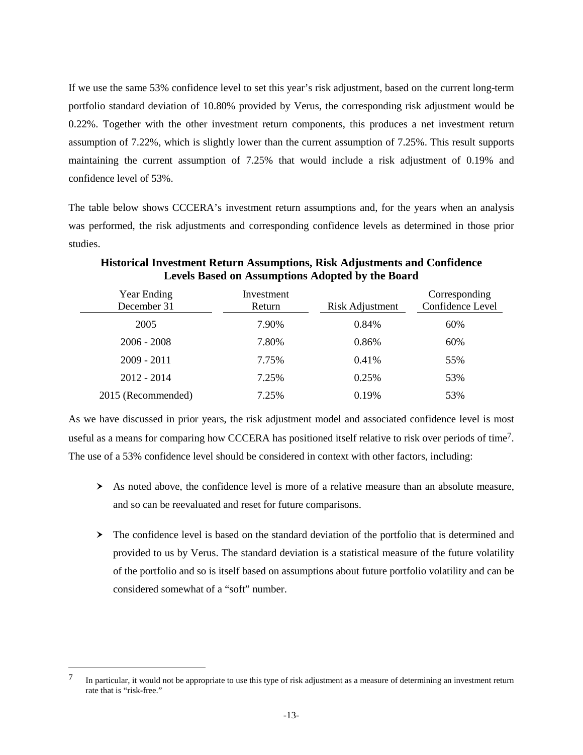If we use the same 53% confidence level to set this year's risk adjustment, based on the current long-term portfolio standard deviation of 10.80% provided by Verus, the corresponding risk adjustment would be 0.22%. Together with the other investment return components, this produces a net investment return assumption of 7.22%, which is slightly lower than the current assumption of 7.25%. This result supports maintaining the current assumption of 7.25% that would include a risk adjustment of 0.19% and confidence level of 53%.

The table below shows CCCERA's investment return assumptions and, for the years when an analysis was performed, the risk adjustments and corresponding confidence levels as determined in those prior studies.

**Historical Investment Return Assumptions, Risk Adjustments and Confidence Levels Based on Assumptions Adopted by the Board**

| Year Ending December 31 | Investment Return | Risk Adjustment | Corresponding Confidence Level |
|---|---|---|---|
| 2005 | 7.90% | 0.84% | 60% |
| 2006 - 2008 | 7.80% | 0.86% | 60% |
| 2009 - 2011 | 7.75% | 0.41% | 55% |
| 2012 - 2014 | 7.25% | 0.25% | 53% |
| 2015 (Recommended) | 7.25% | 0.19% | 53% |

As we have discussed in prior years, the risk adjustment model and associated confidence level is most useful as a means for comparing how CCCERA has positioned itself relative to risk over periods of time[7]. The use of a 53% confidence level should be considered in context with other factors, including:

- As noted above, the confidence level is more of a relative measure than an absolute measure, and so can be reevaluated and reset for future comparisons.
- The confidence level is based on the standard deviation of the portfolio that is determined and provided to us by Verus. The standard deviation is a statistical measure of the future volatility of the portfolio and so is itself based on assumptions about future portfolio volatility and can be considered somewhat of a "soft" number.

---

[7] In particular, it would not be appropriate to use this type of risk adjustment as a measure of determining an investment return rate that is "risk-free."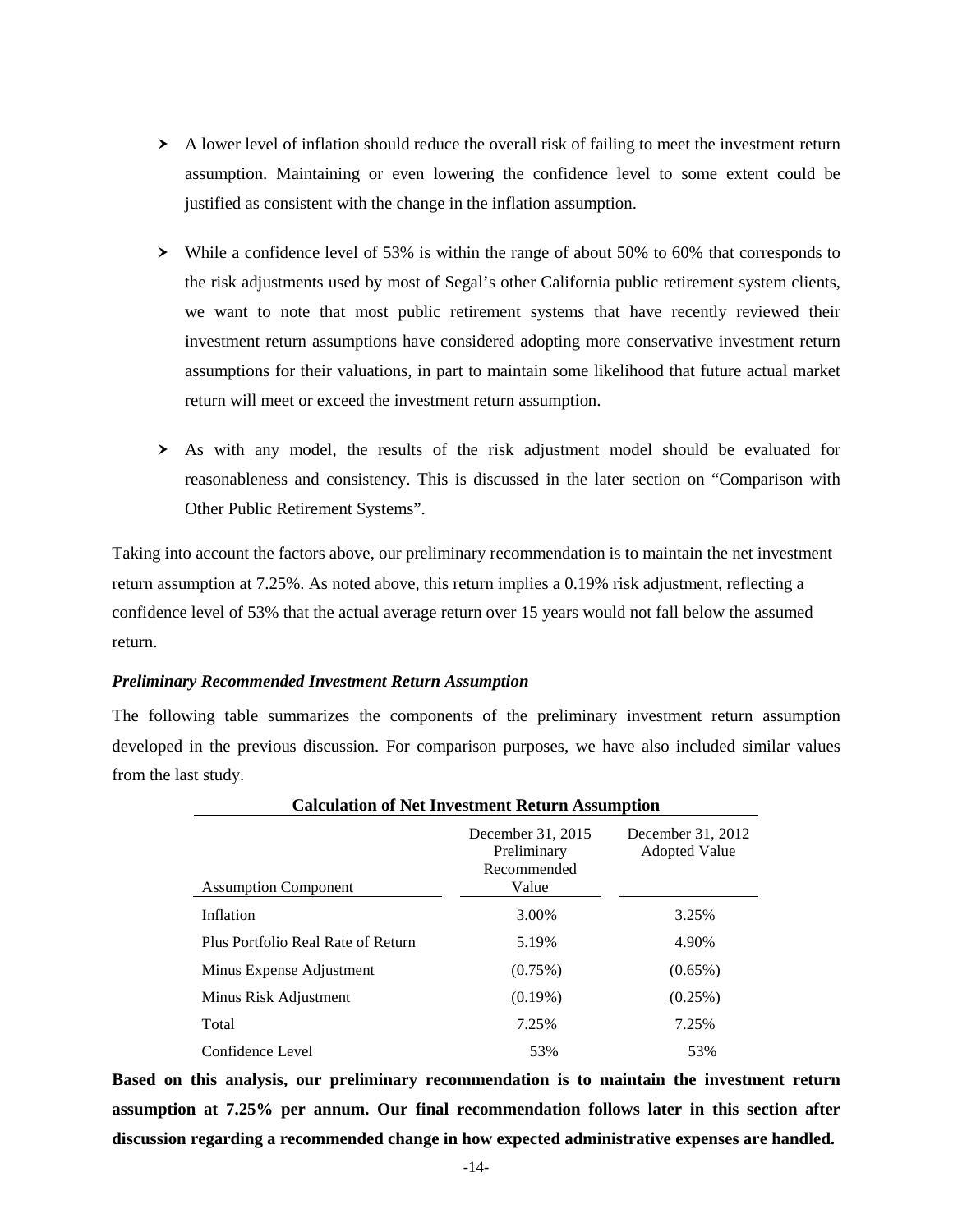- A lower level of inflation should reduce the overall risk of failing to meet the investment return assumption. Maintaining or even lowering the confidence level to some extent could be justified as consistent with the change in the inflation assumption.

- While a confidence level of 53% is within the range of about 50% to 60% that corresponds to the risk adjustments used by most of Segal's other California public retirement system clients, we want to note that most public retirement systems that have recently reviewed their investment return assumptions have considered adopting more conservative investment return assumptions for their valuations, in part to maintain some likelihood that future actual market return will meet or exceed the investment return assumption.

- As with any model, the results of the risk adjustment model should be evaluated for reasonableness and consistency. This is discussed in the later section on "Comparison with Other Public Retirement Systems".

Taking into account the factors above, our preliminary recommendation is to maintain the net investment return assumption at 7.25%. As noted above, this return implies a 0.19% risk adjustment, reflecting a confidence level of 53% that the actual average return over 15 years would not fall below the assumed return.

***Preliminary Recommended Investment Return Assumption***

The following table summarizes the components of the preliminary investment return assumption developed in the previous discussion. For comparison purposes, we have also included similar values from the last study.

**Calculation of Net Investment Return Assumption**

| Assumption Component | December 31, 2015 Preliminary Recommended Value | December 31, 2012 Adopted Value |
|---|---|---|
| Inflation | 3.00% | 3.25% |
| Plus Portfolio Real Rate of Return | 5.19% | 4.90% |
| Minus Expense Adjustment | (0.75%) | (0.65%) |
| Minus Risk Adjustment | (0.19%) | (0.25%) |
| Total | 7.25% | 7.25% |
| Confidence Level | 53% | 53% |

**Based on this analysis, our preliminary recommendation is to maintain the investment return assumption at 7.25% per annum. Our final recommendation follows later in this section after discussion regarding a recommended change in how expected administrative expenses are handled.**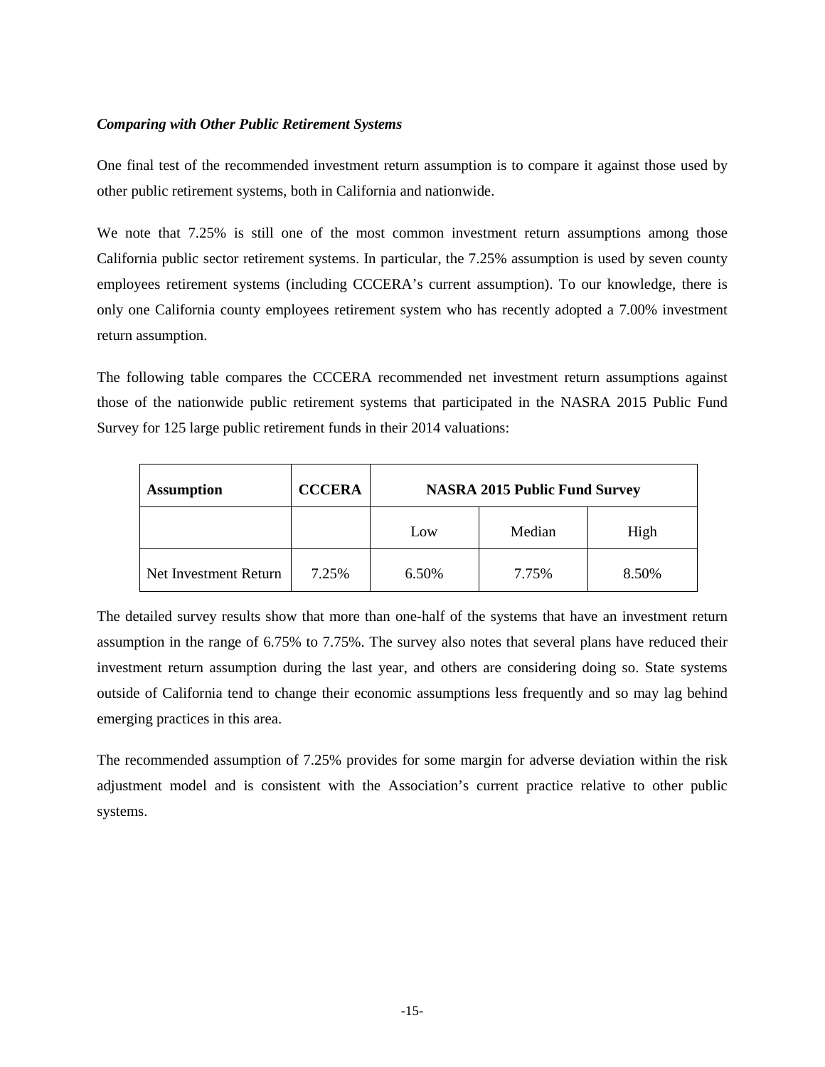***Comparing with Other Public Retirement Systems***

One final test of the recommended investment return assumption is to compare it against those used by other public retirement systems, both in California and nationwide.

We note that 7.25% is still one of the most common investment return assumptions among those California public sector retirement systems. In particular, the 7.25% assumption is used by seven county employees retirement systems (including CCCERA's current assumption). To our knowledge, there is only one California county employees retirement system who has recently adopted a 7.00% investment return assumption.

The following table compares the CCCERA recommended net investment return assumptions against those of the nationwide public retirement systems that participated in the NASRA 2015 Public Fund Survey for 125 large public retirement funds in their 2014 valuations:

| **Assumption** | **CCCERA** | **NASRA 2015 Public Fund Survey** | | |
|---|---|---|---|---|
| | | Low | Median | High |
| Net Investment Return | 7.25% | 6.50% | 7.75% | 8.50% |

The detailed survey results show that more than one-half of the systems that have an investment return assumption in the range of 6.75% to 7.75%. The survey also notes that several plans have reduced their investment return assumption during the last year, and others are considering doing so. State systems outside of California tend to change their economic assumptions less frequently and so may lag behind emerging practices in this area.

The recommended assumption of 7.25% provides for some margin for adverse deviation within the risk adjustment model and is consistent with the Association's current practice relative to other public systems.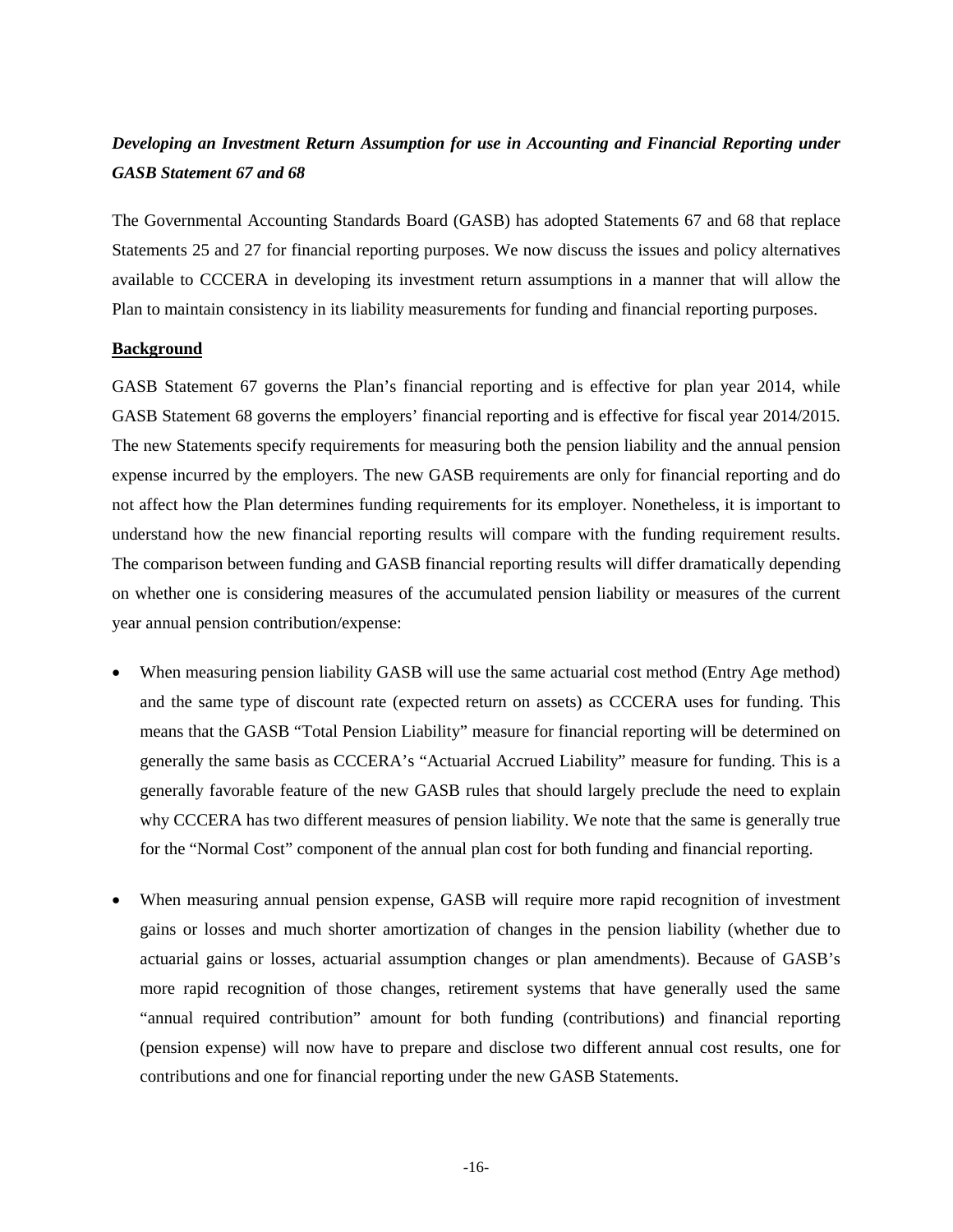### *Developing an Investment Return Assumption for use in Accounting and Financial Reporting under GASB Statement 67 and 68*

The Governmental Accounting Standards Board (GASB) has adopted Statements 67 and 68 that replace Statements 25 and 27 for financial reporting purposes. We now discuss the issues and policy alternatives available to CCCERA in developing its investment return assumptions in a manner that will allow the Plan to maintain consistency in its liability measurements for funding and financial reporting purposes.

**Background**

GASB Statement 67 governs the Plan's financial reporting and is effective for plan year 2014, while GASB Statement 68 governs the employers' financial reporting and is effective for fiscal year 2014/2015. The new Statements specify requirements for measuring both the pension liability and the annual pension expense incurred by the employers. The new GASB requirements are only for financial reporting and do not affect how the Plan determines funding requirements for its employer. Nonetheless, it is important to understand how the new financial reporting results will compare with the funding requirement results. The comparison between funding and GASB financial reporting results will differ dramatically depending on whether one is considering measures of the accumulated pension liability or measures of the current year annual pension contribution/expense:

- When measuring pension liability GASB will use the same actuarial cost method (Entry Age method) and the same type of discount rate (expected return on assets) as CCCERA uses for funding. This means that the GASB "Total Pension Liability" measure for financial reporting will be determined on generally the same basis as CCCERA's "Actuarial Accrued Liability" measure for funding. This is a generally favorable feature of the new GASB rules that should largely preclude the need to explain why CCCERA has two different measures of pension liability. We note that the same is generally true for the "Normal Cost" component of the annual plan cost for both funding and financial reporting.

- When measuring annual pension expense, GASB will require more rapid recognition of investment gains or losses and much shorter amortization of changes in the pension liability (whether due to actuarial gains or losses, actuarial assumption changes or plan amendments). Because of GASB's more rapid recognition of those changes, retirement systems that have generally used the same "annual required contribution" amount for both funding (contributions) and financial reporting (pension expense) will now have to prepare and disclose two different annual cost results, one for contributions and one for financial reporting under the new GASB Statements.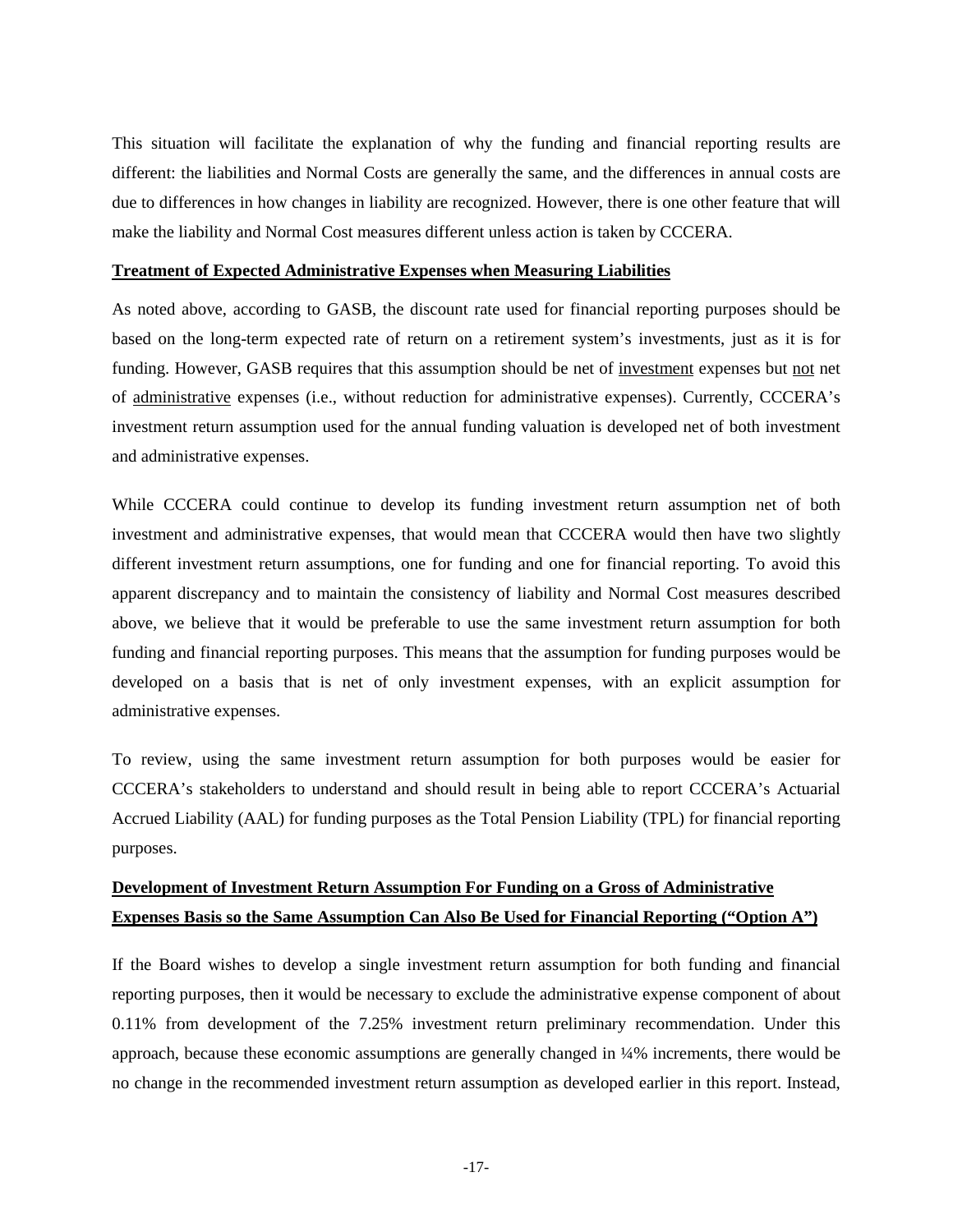This situation will facilitate the explanation of why the funding and financial reporting results are different: the liabilities and Normal Costs are generally the same, and the differences in annual costs are due to differences in how changes in liability are recognized. However, there is one other feature that will make the liability and Normal Cost measures different unless action is taken by CCCERA.

**Treatment of Expected Administrative Expenses when Measuring Liabilities**

As noted above, according to GASB, the discount rate used for financial reporting purposes should be based on the long-term expected rate of return on a retirement system's investments, just as it is for funding. However, GASB requires that this assumption should be net of investment expenses but not net of administrative expenses (i.e., without reduction for administrative expenses). Currently, CCCERA's investment return assumption used for the annual funding valuation is developed net of both investment and administrative expenses.

While CCCERA could continue to develop its funding investment return assumption net of both investment and administrative expenses, that would mean that CCCERA would then have two slightly different investment return assumptions, one for funding and one for financial reporting. To avoid this apparent discrepancy and to maintain the consistency of liability and Normal Cost measures described above, we believe that it would be preferable to use the same investment return assumption for both funding and financial reporting purposes. This means that the assumption for funding purposes would be developed on a basis that is net of only investment expenses, with an explicit assumption for administrative expenses.

To review, using the same investment return assumption for both purposes would be easier for CCCERA's stakeholders to understand and should result in being able to report CCCERA's Actuarial Accrued Liability (AAL) for funding purposes as the Total Pension Liability (TPL) for financial reporting purposes.

**Development of Investment Return Assumption For Funding on a Gross of Administrative Expenses Basis so the Same Assumption Can Also Be Used for Financial Reporting ("Option A")**

If the Board wishes to develop a single investment return assumption for both funding and financial reporting purposes, then it would be necessary to exclude the administrative expense component of about 0.11% from development of the 7.25% investment return preliminary recommendation. Under this approach, because these economic assumptions are generally changed in ¼% increments, there would be no change in the recommended investment return assumption as developed earlier in this report. Instead,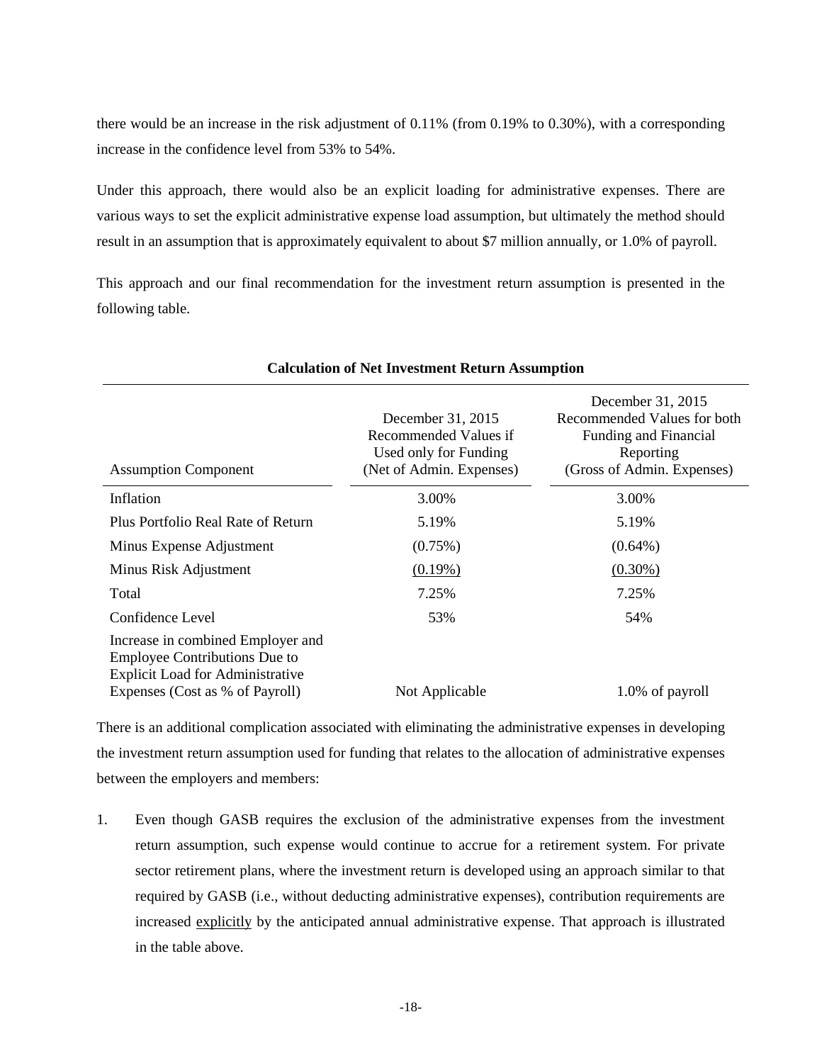there would be an increase in the risk adjustment of 0.11% (from 0.19% to 0.30%), with a corresponding increase in the confidence level from 53% to 54%.

Under this approach, there would also be an explicit loading for administrative expenses. There are various ways to set the explicit administrative expense load assumption, but ultimately the method should result in an assumption that is approximately equivalent to about $7 million annually, or 1.0% of payroll.

This approach and our final recommendation for the investment return assumption is presented in the following table.

**Calculation of Net Investment Return Assumption**

| Assumption Component | December 31, 2015 Recommended Values if Used only for Funding (Net of Admin. Expenses) | December 31, 2015 Recommended Values for both Funding and Financial Reporting (Gross of Admin. Expenses) |
|---|---|---|
| Inflation | 3.00% | 3.00% |
| Plus Portfolio Real Rate of Return | 5.19% | 5.19% |
| Minus Expense Adjustment | (0.75%) | (0.64%) |
| Minus Risk Adjustment | (0.19%) | (0.30%) |
| Total | 7.25% | 7.25% |
| Confidence Level | 53% | 54% |
| Increase in combined Employer and Employee Contributions Due to Explicit Load for Administrative Expenses (Cost as % of Payroll) | Not Applicable | 1.0% of payroll |

There is an additional complication associated with eliminating the administrative expenses in developing the investment return assumption used for funding that relates to the allocation of administrative expenses between the employers and members:

1. Even though GASB requires the exclusion of the administrative expenses from the investment return assumption, such expense would continue to accrue for a retirement system. For private sector retirement plans, where the investment return is developed using an approach similar to that required by GASB (i.e., without deducting administrative expenses), contribution requirements are increased explicitly by the anticipated annual administrative expense. That approach is illustrated in the table above.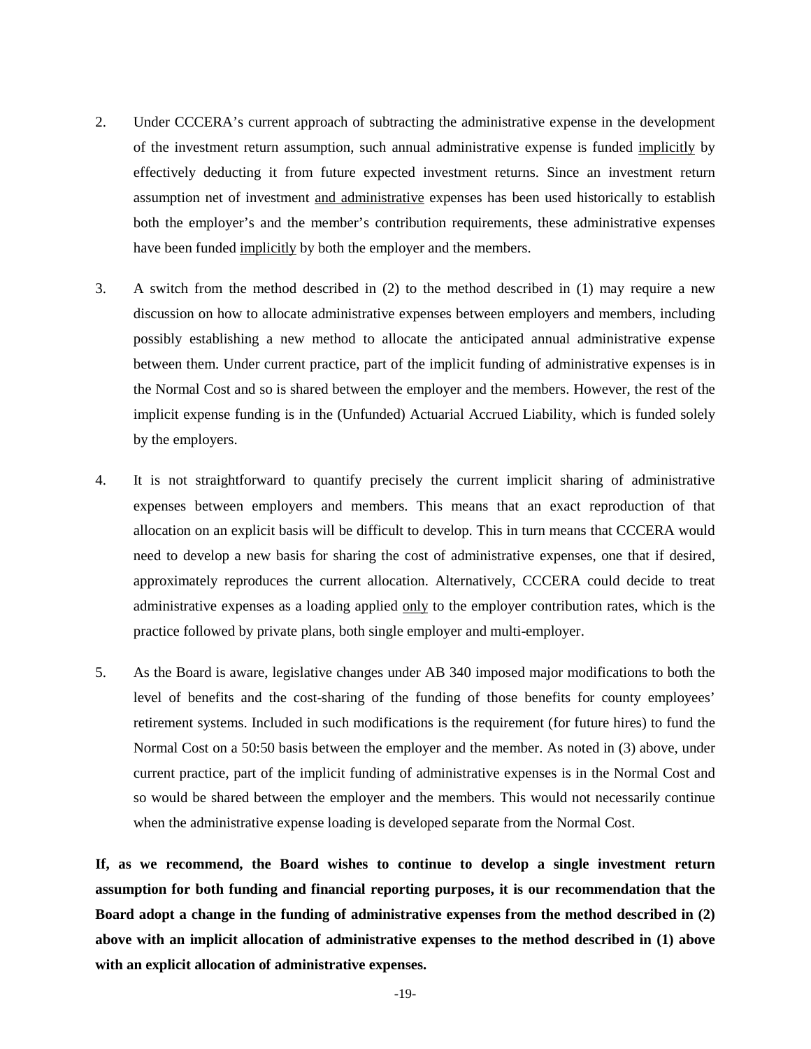2. Under CCCERA's current approach of subtracting the administrative expense in the development of the investment return assumption, such annual administrative expense is funded <u>implicitly</u> by effectively deducting it from future expected investment returns. Since an investment return assumption net of investment <u>and administrative</u> expenses has been used historically to establish both the employer's and the member's contribution requirements, these administrative expenses have been funded <u>implicitly</u> by both the employer and the members.

3. A switch from the method described in (2) to the method described in (1) may require a new discussion on how to allocate administrative expenses between employers and members, including possibly establishing a new method to allocate the anticipated annual administrative expense between them. Under current practice, part of the implicit funding of administrative expenses is in the Normal Cost and so is shared between the employer and the members. However, the rest of the implicit expense funding is in the (Unfunded) Actuarial Accrued Liability, which is funded solely by the employers.

4. It is not straightforward to quantify precisely the current implicit sharing of administrative expenses between employers and members. This means that an exact reproduction of that allocation on an explicit basis will be difficult to develop. This in turn means that CCCERA would need to develop a new basis for sharing the cost of administrative expenses, one that if desired, approximately reproduces the current allocation. Alternatively, CCCERA could decide to treat administrative expenses as a loading applied <u>only</u> to the employer contribution rates, which is the practice followed by private plans, both single employer and multi-employer.

5. As the Board is aware, legislative changes under AB 340 imposed major modifications to both the level of benefits and the cost-sharing of the funding of those benefits for county employees' retirement systems. Included in such modifications is the requirement (for future hires) to fund the Normal Cost on a 50:50 basis between the employer and the member. As noted in (3) above, under current practice, part of the implicit funding of administrative expenses is in the Normal Cost and so would be shared between the employer and the members. This would not necessarily continue when the administrative expense loading is developed separate from the Normal Cost.

**If, as we recommend, the Board wishes to continue to develop a single investment return assumption for both funding and financial reporting purposes, it is our recommendation that the Board adopt a change in the funding of administrative expenses from the method described in (2) above with an implicit allocation of administrative expenses to the method described in (1) above with an explicit allocation of administrative expenses.**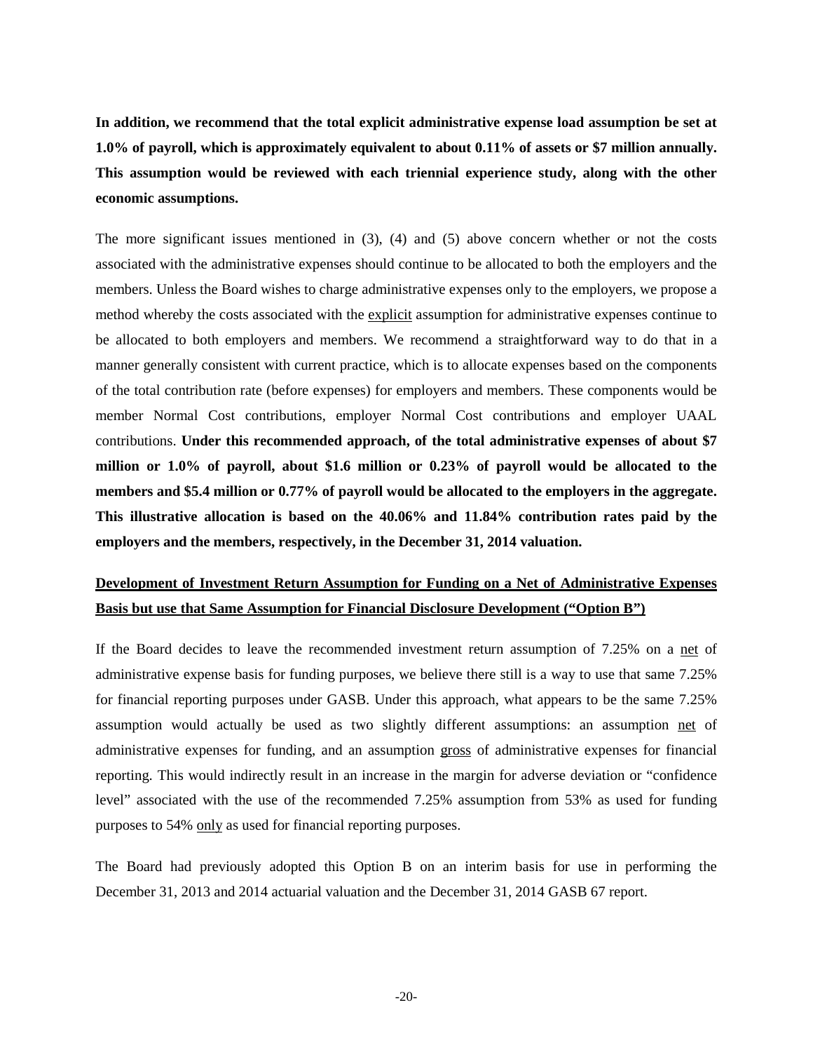**In addition, we recommend that the total explicit administrative expense load assumption be set at 1.0% of payroll, which is approximately equivalent to about 0.11% of assets or $7 million annually. This assumption would be reviewed with each triennial experience study, along with the other economic assumptions.**

The more significant issues mentioned in (3), (4) and (5) above concern whether or not the costs associated with the administrative expenses should continue to be allocated to both the employers and the members. Unless the Board wishes to charge administrative expenses only to the employers, we propose a method whereby the costs associated with the explicit assumption for administrative expenses continue to be allocated to both employers and members. We recommend a straightforward way to do that in a manner generally consistent with current practice, which is to allocate expenses based on the components of the total contribution rate (before expenses) for employers and members. These components would be member Normal Cost contributions, employer Normal Cost contributions and employer UAAL contributions. **Under this recommended approach, of the total administrative expenses of about $7 million or 1.0% of payroll, about $1.6 million or 0.23% of payroll would be allocated to the members and $5.4 million or 0.77% of payroll would be allocated to the employers in the aggregate. This illustrative allocation is based on the 40.06% and 11.84% contribution rates paid by the employers and the members, respectively, in the December 31, 2014 valuation.**

## Development of Investment Return Assumption for Funding on a Net of Administrative Expenses Basis but use that Same Assumption for Financial Disclosure Development ("Option B")

If the Board decides to leave the recommended investment return assumption of 7.25% on a net of administrative expense basis for funding purposes, we believe there still is a way to use that same 7.25% for financial reporting purposes under GASB. Under this approach, what appears to be the same 7.25% assumption would actually be used as two slightly different assumptions: an assumption net of administrative expenses for funding, and an assumption gross of administrative expenses for financial reporting. This would indirectly result in an increase in the margin for adverse deviation or "confidence level" associated with the use of the recommended 7.25% assumption from 53% as used for funding purposes to 54% only as used for financial reporting purposes.

The Board had previously adopted this Option B on an interim basis for use in performing the December 31, 2013 and 2014 actuarial valuation and the December 31, 2014 GASB 67 report.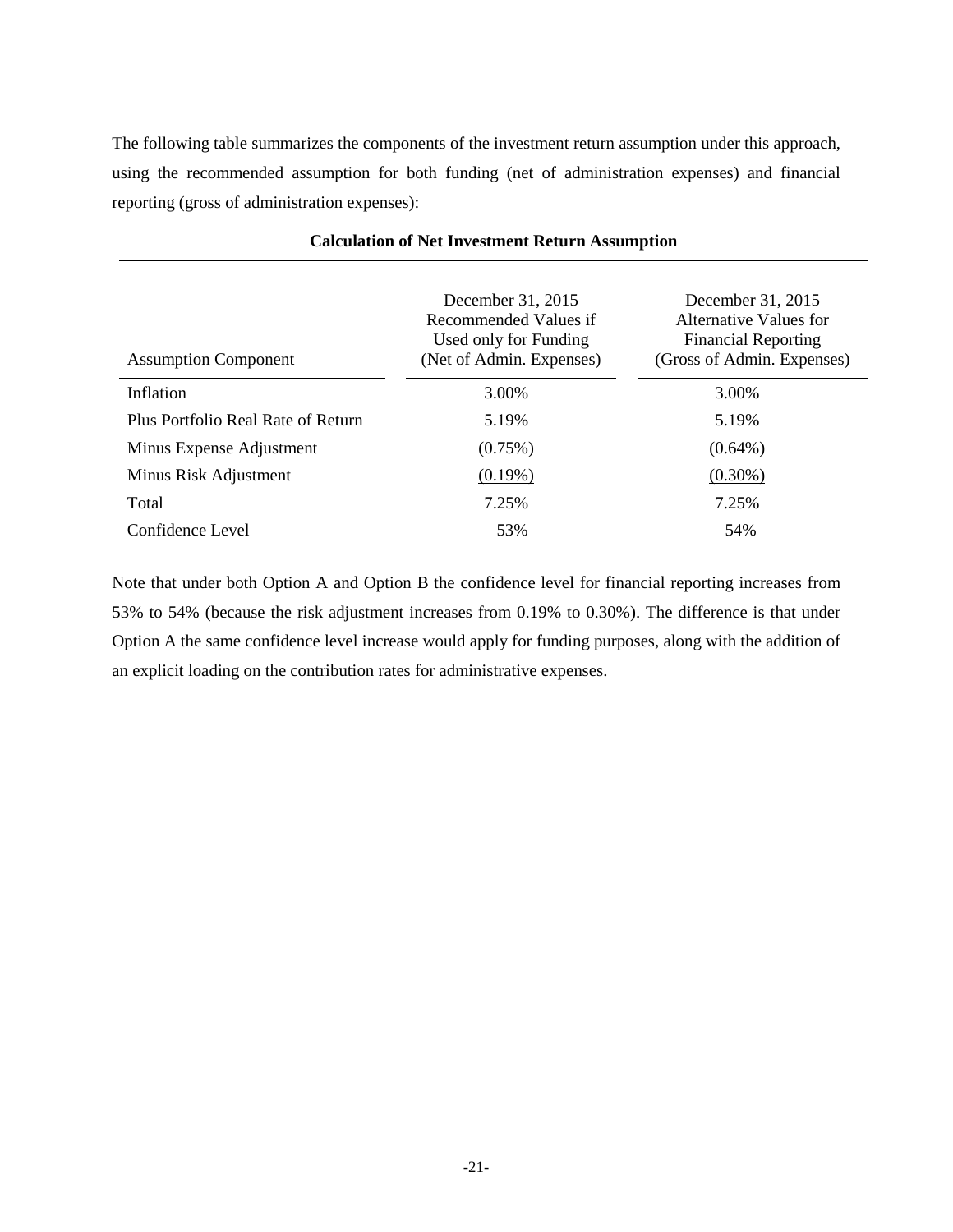The following table summarizes the components of the investment return assumption under this approach, using the recommended assumption for both funding (net of administration expenses) and financial reporting (gross of administration expenses):

**Calculation of Net Investment Return Assumption**

| Assumption Component | December 31, 2015 Recommended Values if Used only for Funding (Net of Admin. Expenses) | December 31, 2015 Alternative Values for Financial Reporting (Gross of Admin. Expenses) |
|---|---|---|
| Inflation | 3.00% | 3.00% |
| Plus Portfolio Real Rate of Return | 5.19% | 5.19% |
| Minus Expense Adjustment | (0.75%) | (0.64%) |
| Minus Risk Adjustment | (0.19%) | (0.30%) |
| Total | 7.25% | 7.25% |
| Confidence Level | 53% | 54% |

Note that under both Option A and Option B the confidence level for financial reporting increases from 53% to 54% (because the risk adjustment increases from 0.19% to 0.30%). The difference is that under Option A the same confidence level increase would apply for funding purposes, along with the addition of an explicit loading on the contribution rates for administrative expenses.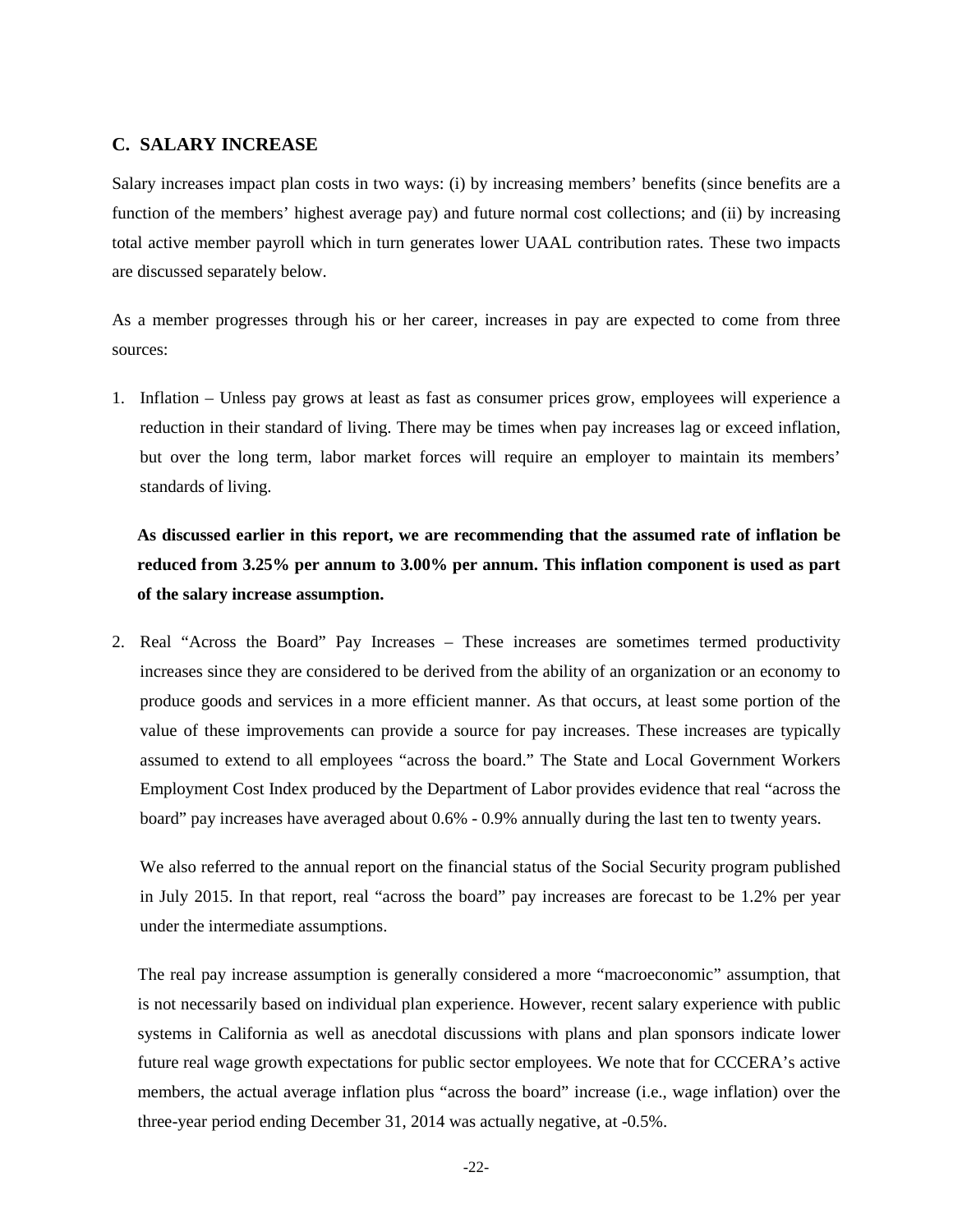## C. SALARY INCREASE

Salary increases impact plan costs in two ways: (i) by increasing members' benefits (since benefits are a function of the members' highest average pay) and future normal cost collections; and (ii) by increasing total active member payroll which in turn generates lower UAAL contribution rates. These two impacts are discussed separately below.

As a member progresses through his or her career, increases in pay are expected to come from three sources:

1. Inflation – Unless pay grows at least as fast as consumer prices grow, employees will experience a reduction in their standard of living. There may be times when pay increases lag or exceed inflation, but over the long term, labor market forces will require an employer to maintain its members' standards of living.

   **As discussed earlier in this report, we are recommending that the assumed rate of inflation be reduced from 3.25% per annum to 3.00% per annum. This inflation component is used as part of the salary increase assumption.**

2. Real "Across the Board" Pay Increases – These increases are sometimes termed productivity increases since they are considered to be derived from the ability of an organization or an economy to produce goods and services in a more efficient manner. As that occurs, at least some portion of the value of these improvements can provide a source for pay increases. These increases are typically assumed to extend to all employees "across the board." The State and Local Government Workers Employment Cost Index produced by the Department of Labor provides evidence that real "across the board" pay increases have averaged about 0.6% - 0.9% annually during the last ten to twenty years.

   We also referred to the annual report on the financial status of the Social Security program published in July 2015. In that report, real "across the board" pay increases are forecast to be 1.2% per year under the intermediate assumptions.

   The real pay increase assumption is generally considered a more "macroeconomic" assumption, that is not necessarily based on individual plan experience. However, recent salary experience with public systems in California as well as anecdotal discussions with plans and plan sponsors indicate lower future real wage growth expectations for public sector employees. We note that for CCCERA's active members, the actual average inflation plus "across the board" increase (i.e., wage inflation) over the three-year period ending December 31, 2014 was actually negative, at -0.5%.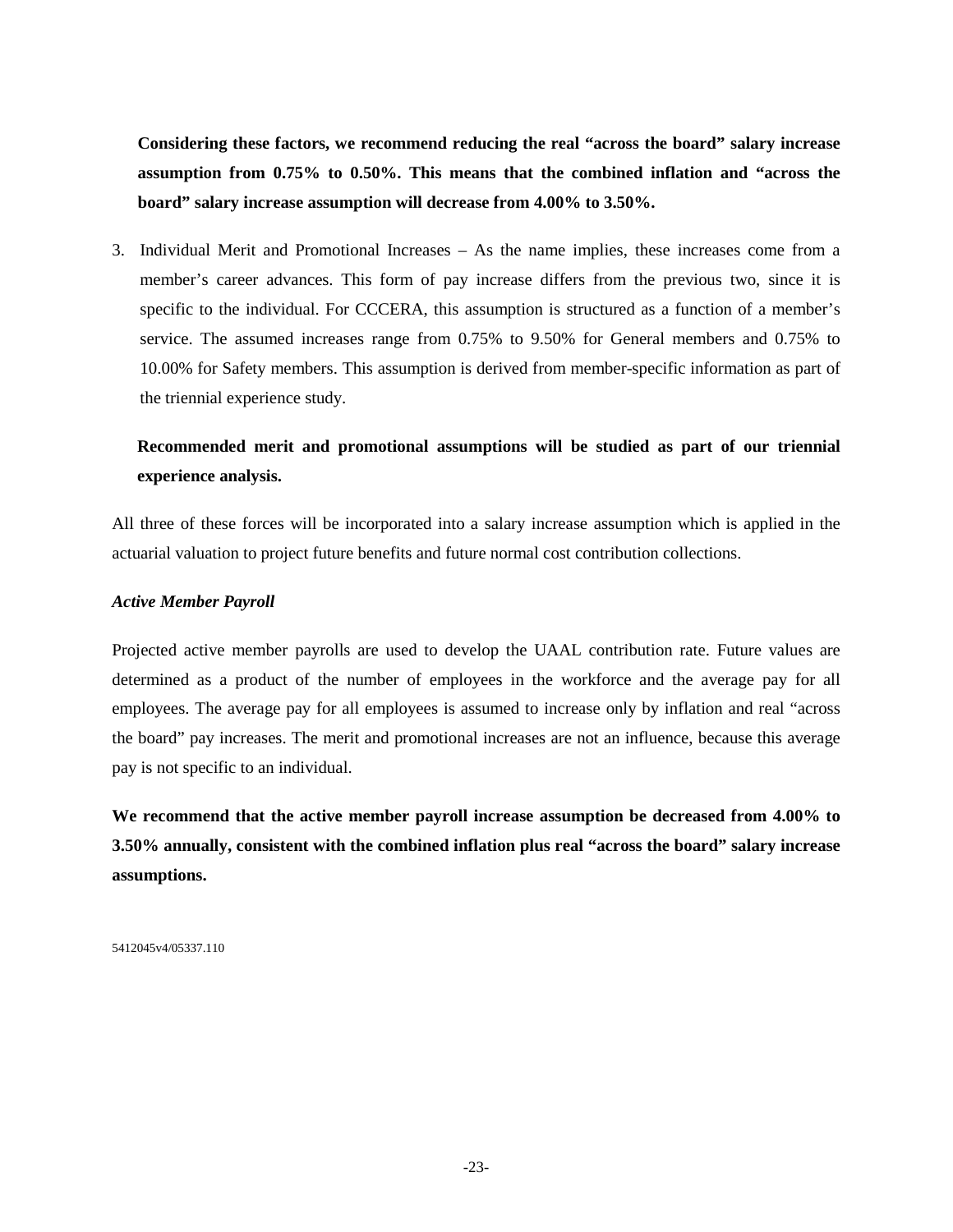**Considering these factors, we recommend reducing the real "across the board" salary increase assumption from 0.75% to 0.50%. This means that the combined inflation and "across the board" salary increase assumption will decrease from 4.00% to 3.50%.**

3. Individual Merit and Promotional Increases – As the name implies, these increases come from a member's career advances. This form of pay increase differs from the previous two, since it is specific to the individual. For CCCERA, this assumption is structured as a function of a member's service. The assumed increases range from 0.75% to 9.50% for General members and 0.75% to 10.00% for Safety members. This assumption is derived from member-specific information as part of the triennial experience study.

   **Recommended merit and promotional assumptions will be studied as part of our triennial experience analysis.**

All three of these forces will be incorporated into a salary increase assumption which is applied in the actuarial valuation to project future benefits and future normal cost contribution collections.

***Active Member Payroll***

Projected active member payrolls are used to develop the UAAL contribution rate. Future values are determined as a product of the number of employees in the workforce and the average pay for all employees. The average pay for all employees is assumed to increase only by inflation and real "across the board" pay increases. The merit and promotional increases are not an influence, because this average pay is not specific to an individual.

**We recommend that the active member payroll increase assumption be decreased from 4.00% to 3.50% annually, consistent with the combined inflation plus real "across the board" salary increase assumptions.**

5412045v4/05337.110